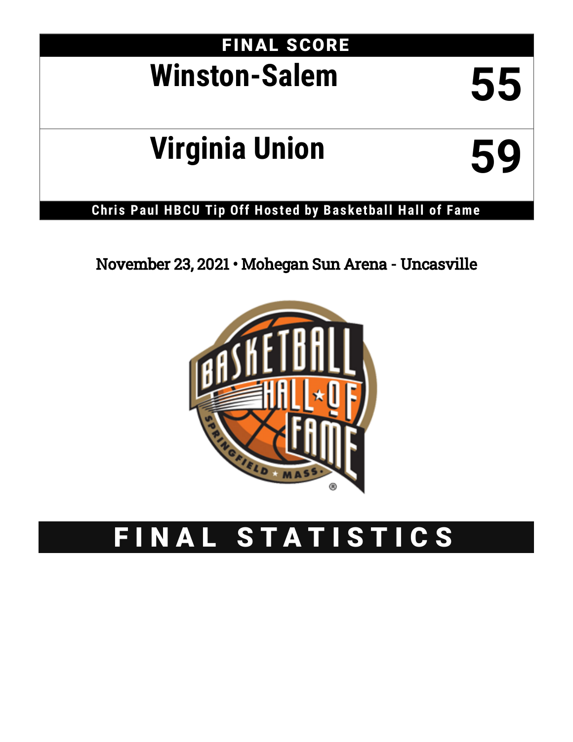# FINAL SCORE

| Team | Score |
|---|---|
| Winston-Salem | 55 |
| Virginia Union | 59 |

**Chris Paul HBCU Tip Off Hosted by Basketball Hall of Fame**

November 23, 2021 • Mohegan Sun Arena - Uncasville

# FINAL STATISTICS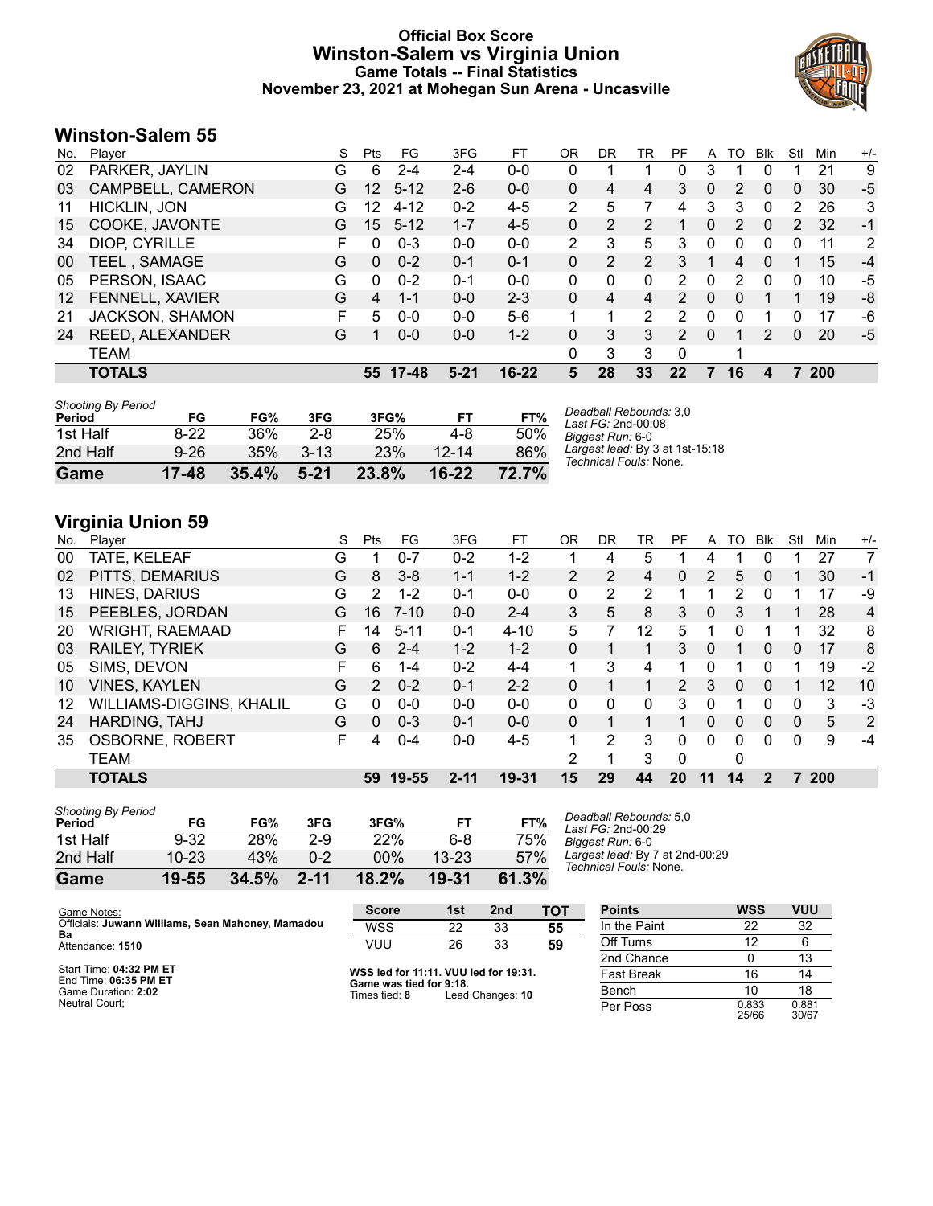# Official Box Score
# Winston-Salem vs Virginia Union
## Game Totals -- Final Statistics
### November 23, 2021 at Mohegan Sun Arena - Uncasville

## Winston-Salem 55

| No. | Player | S | Pts | FG | 3FG | FT | OR | DR | TR | PF | A | TO | Blk | Stl | Min | +/- |
|---|---|---|---|---|---|---|---|---|---|---|---|---|---|---|---|---|
| 02 | PARKER, JAYLIN | G | 6 | 2-4 | 2-4 | 0-0 | 0 | 1 | 1 | 0 | 3 | 1 | 0 | 1 | 21 | 9 |
| 03 | CAMPBELL, CAMERON | G | 12 | 5-12 | 2-6 | 0-0 | 0 | 4 | 4 | 3 | 0 | 2 | 0 | 0 | 30 | -5 |
| 11 | HICKLIN, JON | G | 12 | 4-12 | 0-2 | 4-5 | 2 | 5 | 7 | 4 | 3 | 3 | 0 | 2 | 26 | 3 |
| 15 | COOKE, JAVONTE | G | 15 | 5-12 | 1-7 | 4-5 | 0 | 2 | 2 | 1 | 0 | 2 | 0 | 2 | 32 | -1 |
| 34 | DIOP, CYRILLE | F | 0 | 0-3 | 0-0 | 0-0 | 2 | 3 | 5 | 3 | 0 | 0 | 0 | 0 | 11 | 2 |
| 00 | TEEL , SAMAGE | G | 0 | 0-2 | 0-1 | 0-1 | 0 | 2 | 2 | 3 | 1 | 4 | 0 | 1 | 15 | -4 |
| 05 | PERSON, ISAAC | G | 0 | 0-2 | 0-1 | 0-0 | 0 | 0 | 0 | 2 | 0 | 2 | 0 | 0 | 10 | -5 |
| 12 | FENNELL, XAVIER | G | 4 | 1-1 | 0-0 | 2-3 | 0 | 4 | 4 | 2 | 0 | 0 | 1 | 1 | 19 | -8 |
| 21 | JACKSON, SHAMON | F | 5 | 0-0 | 0-0 | 5-6 | 1 | 1 | 2 | 2 | 0 | 0 | 1 | 0 | 17 | -6 |
| 24 | REED, ALEXANDER | G | 1 | 0-0 | 0-0 | 1-2 | 0 | 3 | 3 | 2 | 0 | 1 | 2 | 0 | 20 | -5 |
| | TEAM | | | | | | 0 | 3 | 3 | 0 | | 1 | | | | |
| | **TOTALS** | | **55** | **17-48** | **5-21** | **16-22** | **5** | **28** | **33** | **22** | **7** | **16** | **4** | **7** | **200** | |

*Shooting By Period*

| Period | FG | FG% | 3FG | 3FG% | FT | FT% |
|---|---|---|---|---|---|---|
| 1st Half | 8-22 | 36% | 2-8 | 25% | 4-8 | 50% |
| 2nd Half | 9-26 | 35% | 3-13 | 23% | 12-14 | 86% |
| **Game** | **17-48** | **35.4%** | **5-21** | **23.8%** | **16-22** | **72.7%** |

*Deadball Rebounds:* 3,0
*Last FG:* 2nd-00:08
*Biggest Run:* 6-0
*Largest lead:* By 3 at 1st-15:18
*Technical Fouls:* None.

## Virginia Union 59

| No. | Player | S | Pts | FG | 3FG | FT | OR | DR | TR | PF | A | TO | Blk | Stl | Min | +/- |
|---|---|---|---|---|---|---|---|---|---|---|---|---|---|---|---|---|
| 00 | TATE, KELEAF | G | 1 | 0-7 | 0-2 | 1-2 | 1 | 4 | 5 | 1 | 4 | 1 | 0 | 1 | 27 | 7 |
| 02 | PITTS, DEMARIUS | G | 8 | 3-8 | 1-1 | 1-2 | 2 | 2 | 4 | 0 | 2 | 5 | 0 | 1 | 30 | -1 |
| 13 | HINES, DARIUS | G | 2 | 1-2 | 0-1 | 0-0 | 0 | 2 | 2 | 1 | 1 | 2 | 0 | 1 | 17 | -9 |
| 15 | PEEBLES, JORDAN | G | 16 | 7-10 | 0-0 | 2-4 | 3 | 5 | 8 | 3 | 0 | 3 | 1 | 1 | 28 | 4 |
| 20 | WRIGHT, RAEMAAD | F | 14 | 5-11 | 0-1 | 4-10 | 5 | 7 | 12 | 5 | 1 | 0 | 1 | 1 | 32 | 8 |
| 03 | RAILEY, TYRIEK | G | 6 | 2-4 | 1-2 | 1-2 | 0 | 1 | 1 | 3 | 0 | 1 | 0 | 0 | 17 | 8 |
| 05 | SIMS, DEVON | F | 6 | 1-4 | 0-2 | 4-4 | 1 | 3 | 4 | 1 | 0 | 1 | 0 | 1 | 19 | -2 |
| 10 | VINES, KAYLEN | G | 2 | 0-2 | 0-1 | 2-2 | 0 | 1 | 1 | 2 | 3 | 0 | 0 | 1 | 12 | 10 |
| 12 | WILLIAMS-DIGGINS, KHALIL | G | 0 | 0-0 | 0-0 | 0-0 | 0 | 0 | 0 | 3 | 0 | 1 | 0 | 0 | 3 | -3 |
| 24 | HARDING, TAHJ | G | 0 | 0-3 | 0-1 | 0-0 | 0 | 1 | 1 | 1 | 0 | 0 | 0 | 0 | 5 | 2 |
| 35 | OSBORNE, ROBERT | F | 4 | 0-4 | 0-0 | 4-5 | 1 | 2 | 3 | 0 | 0 | 0 | 0 | 0 | 9 | -4 |
| | TEAM | | | | | | 2 | 1 | 3 | 0 | | 0 | | | | |
| | **TOTALS** | | **59** | **19-55** | **2-11** | **19-31** | **15** | **29** | **44** | **20** | **11** | **14** | **2** | **7** | **200** | |

*Shooting By Period*

| Period | FG | FG% | 3FG | 3FG% | FT | FT% |
|---|---|---|---|---|---|---|
| 1st Half | 9-32 | 28% | 2-9 | 22% | 6-8 | 75% |
| 2nd Half | 10-23 | 43% | 0-2 | 00% | 13-23 | 57% |
| **Game** | **19-55** | **34.5%** | **2-11** | **18.2%** | **19-31** | **61.3%** |

*Deadball Rebounds:* 5,0
*Last FG:* 2nd-00:29
*Biggest Run:* 6-0
*Largest lead:* By 7 at 2nd-00:29
*Technical Fouls:* None.

Game Notes:
Officials: **Juwann Williams, Sean Mahoney, Mamadou Ba**
Attendance: **1510**

Start Time: **04:32 PM ET**
End Time: **06:35 PM ET**
Game Duration: **2:02**
Neutral Court;

| Score | 1st | 2nd | TOT |
|---|---|---|---|
| WSS | 22 | 33 | **55** |
| VUU | 26 | 33 | **59** |

**WSS led for 11:11. VUU led for 19:31.**
**Game was tied for 9:18.**
Times tied: **8** Lead Changes: **10**

| Points | WSS | VUU |
|---|---|---|
| In the Paint | 22 | 32 |
| Off Turns | 12 | 6 |
| 2nd Chance | 0 | 13 |
| Fast Break | 16 | 14 |
| Bench | 10 | 18 |
| Per Poss | 0.833 25/66 | 0.881 30/67 |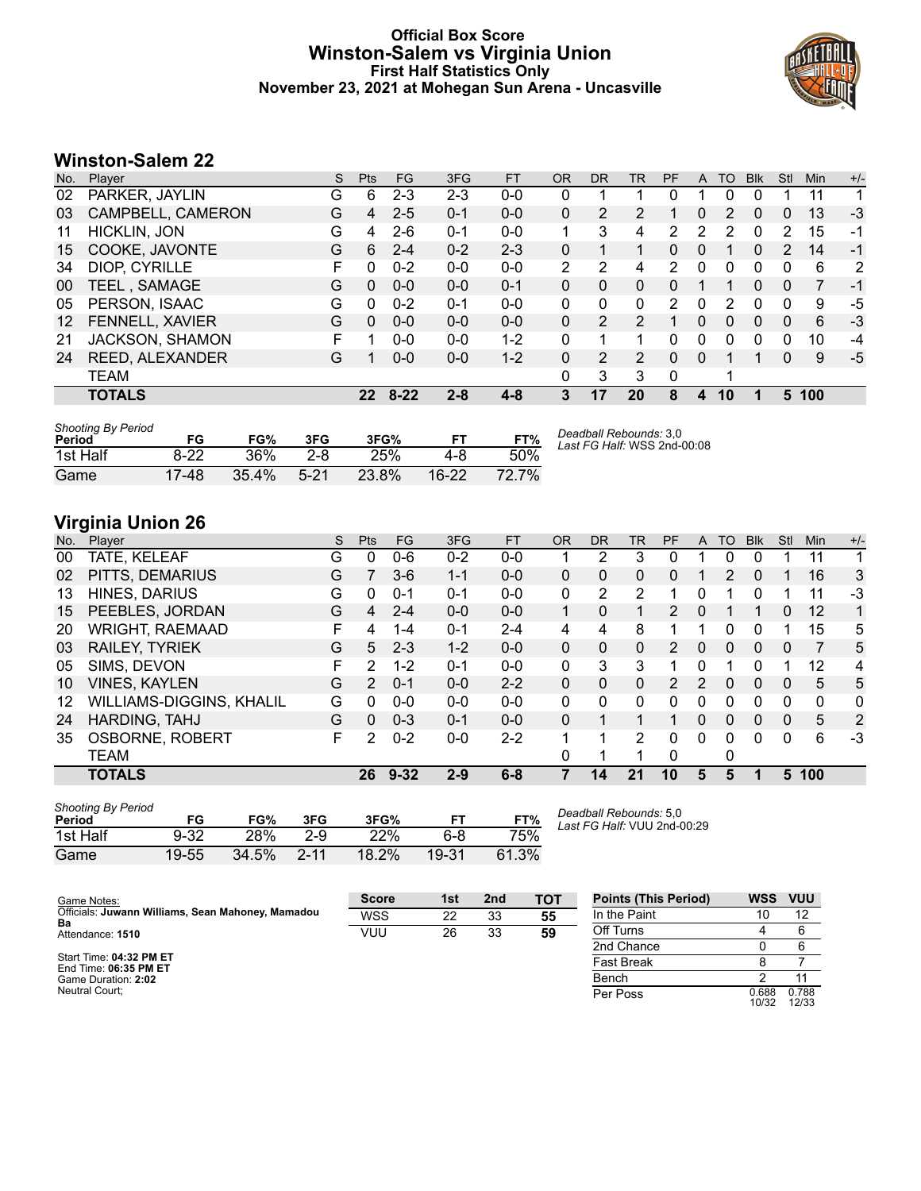# Official Box Score
# Winston-Salem vs Virginia Union
## First Half Statistics Only
### November 23, 2021 at Mohegan Sun Arena - Uncasville

## Winston-Salem 22

| No. | Player | S | Pts | FG | 3FG | FT | OR | DR | TR | PF | A | TO | Blk | Stl | Min | +/- |
|---|---|---|---|---|---|---|---|---|---|---|---|---|---|---|---|---|
| 02 | PARKER, JAYLIN | G | 6 | 2-3 | 2-3 | 0-0 | 0 | 1 | 1 | 0 | 1 | 0 | 0 | 1 | 11 | 1 |
| 03 | CAMPBELL, CAMERON | G | 4 | 2-5 | 0-1 | 0-0 | 0 | 2 | 2 | 1 | 0 | 2 | 0 | 0 | 13 | -3 |
| 11 | HICKLIN, JON | G | 4 | 2-6 | 0-1 | 0-0 | 1 | 3 | 4 | 2 | 2 | 2 | 0 | 2 | 15 | -1 |
| 15 | COOKE, JAVONTE | G | 6 | 2-4 | 0-2 | 2-3 | 0 | 1 | 1 | 0 | 0 | 1 | 0 | 2 | 14 | -1 |
| 34 | DIOP, CYRILLE | F | 0 | 0-2 | 0-0 | 0-0 | 2 | 2 | 4 | 2 | 0 | 0 | 0 | 0 | 6 | 2 |
| 00 | TEEL , SAMAGE | G | 0 | 0-0 | 0-0 | 0-1 | 0 | 0 | 0 | 0 | 1 | 1 | 0 | 0 | 7 | -1 |
| 05 | PERSON, ISAAC | G | 0 | 0-2 | 0-1 | 0-0 | 0 | 0 | 0 | 2 | 0 | 2 | 0 | 0 | 9 | -5 |
| 12 | FENNELL, XAVIER | G | 0 | 0-0 | 0-0 | 0-0 | 0 | 2 | 2 | 1 | 0 | 0 | 0 | 0 | 6 | -3 |
| 21 | JACKSON, SHAMON | F | 1 | 0-0 | 0-0 | 1-2 | 0 | 1 | 1 | 0 | 0 | 0 | 0 | 0 | 10 | -4 |
| 24 | REED, ALEXANDER | G | 1 | 0-0 | 0-0 | 1-2 | 0 | 2 | 2 | 0 | 0 | 1 | 1 | 0 | 9 | -5 |
| | TEAM | | | | | | 0 | 3 | 3 | 0 | | 1 | | | | |
| | **TOTALS** | | **22** | **8-22** | **2-8** | **4-8** | **3** | **17** | **20** | **8** | **4** | **10** | **1** | **5** | **100** | |

*Shooting By Period*

| Period | FG | FG% | 3FG | 3FG% | FT | FT% |
|---|---|---|---|---|---|---|
| 1st Half | 8-22 | 36% | 2-8 | 25% | 4-8 | 50% |
| Game | 17-48 | 35.4% | 5-21 | 23.8% | 16-22 | 72.7% |

*Deadball Rebounds:* 3,0
*Last FG Half:* WSS 2nd-00:08

## Virginia Union 26

| No. | Player | S | Pts | FG | 3FG | FT | OR | DR | TR | PF | A | TO | Blk | Stl | Min | +/- |
|---|---|---|---|---|---|---|---|---|---|---|---|---|---|---|---|---|
| 00 | TATE, KELEAF | G | 0 | 0-6 | 0-2 | 0-0 | 1 | 2 | 3 | 0 | 1 | 0 | 0 | 1 | 11 | 1 |
| 02 | PITTS, DEMARIUS | G | 7 | 3-6 | 1-1 | 0-0 | 0 | 0 | 0 | 0 | 1 | 2 | 0 | 1 | 16 | 3 |
| 13 | HINES, DARIUS | G | 0 | 0-1 | 0-1 | 0-0 | 0 | 2 | 2 | 1 | 0 | 1 | 0 | 1 | 11 | -3 |
| 15 | PEEBLES, JORDAN | G | 4 | 2-4 | 0-0 | 0-0 | 1 | 0 | 1 | 2 | 0 | 1 | 1 | 0 | 12 | 1 |
| 20 | WRIGHT, RAEMAAD | F | 4 | 1-4 | 0-1 | 2-4 | 4 | 4 | 8 | 1 | 1 | 0 | 0 | 1 | 15 | 5 |
| 03 | RAILEY, TYRIEK | G | 5 | 2-3 | 1-2 | 0-0 | 0 | 0 | 0 | 2 | 0 | 0 | 0 | 0 | 7 | 5 |
| 05 | SIMS, DEVON | F | 2 | 1-2 | 0-1 | 0-0 | 0 | 3 | 3 | 1 | 0 | 1 | 0 | 1 | 12 | 4 |
| 10 | VINES, KAYLEN | G | 2 | 0-1 | 0-0 | 2-2 | 0 | 0 | 0 | 2 | 2 | 0 | 0 | 0 | 5 | 5 |
| 12 | WILLIAMS-DIGGINS, KHALIL | G | 0 | 0-0 | 0-0 | 0-0 | 0 | 0 | 0 | 0 | 0 | 0 | 0 | 0 | 0 | 0 |
| 24 | HARDING, TAHJ | G | 0 | 0-3 | 0-1 | 0-0 | 0 | 1 | 1 | 1 | 0 | 0 | 0 | 0 | 5 | 2 |
| 35 | OSBORNE, ROBERT | F | 2 | 0-2 | 0-0 | 2-2 | 1 | 1 | 2 | 0 | 0 | 0 | 0 | 0 | 6 | -3 |
| | TEAM | | | | | | 0 | 1 | 1 | 0 | | 0 | | | | |
| | **TOTALS** | | **26** | **9-32** | **2-9** | **6-8** | **7** | **14** | **21** | **10** | **5** | **5** | **1** | **5** | **100** | |

*Shooting By Period*

| Period | FG | FG% | 3FG | 3FG% | FT | FT% |
|---|---|---|---|---|---|---|
| 1st Half | 9-32 | 28% | 2-9 | 22% | 6-8 | 75% |
| Game | 19-55 | 34.5% | 2-11 | 18.2% | 19-31 | 61.3% |

*Deadball Rebounds:* 5,0
*Last FG Half:* VUU 2nd-00:29

Game Notes:
Officials: **Juwann Williams, Sean Mahoney, Mamadou Ba**
Attendance: **1510**

Start Time: **04:32 PM ET**
End Time: **06:35 PM ET**
Game Duration: **2:02**
Neutral Court;

| Score | 1st | 2nd | TOT |
|---|---|---|---|
| WSS | 22 | 33 | **55** |
| VUU | 26 | 33 | **59** |

| Points (This Period) | WSS | VUU |
|---|---|---|
| In the Paint | 10 | 12 |
| Off Turns | 4 | 6 |
| 2nd Chance | 0 | 6 |
| Fast Break | 8 | 7 |
| Bench | 2 | 11 |
| Per Poss | 0.688 10/32 | 0.788 12/33 |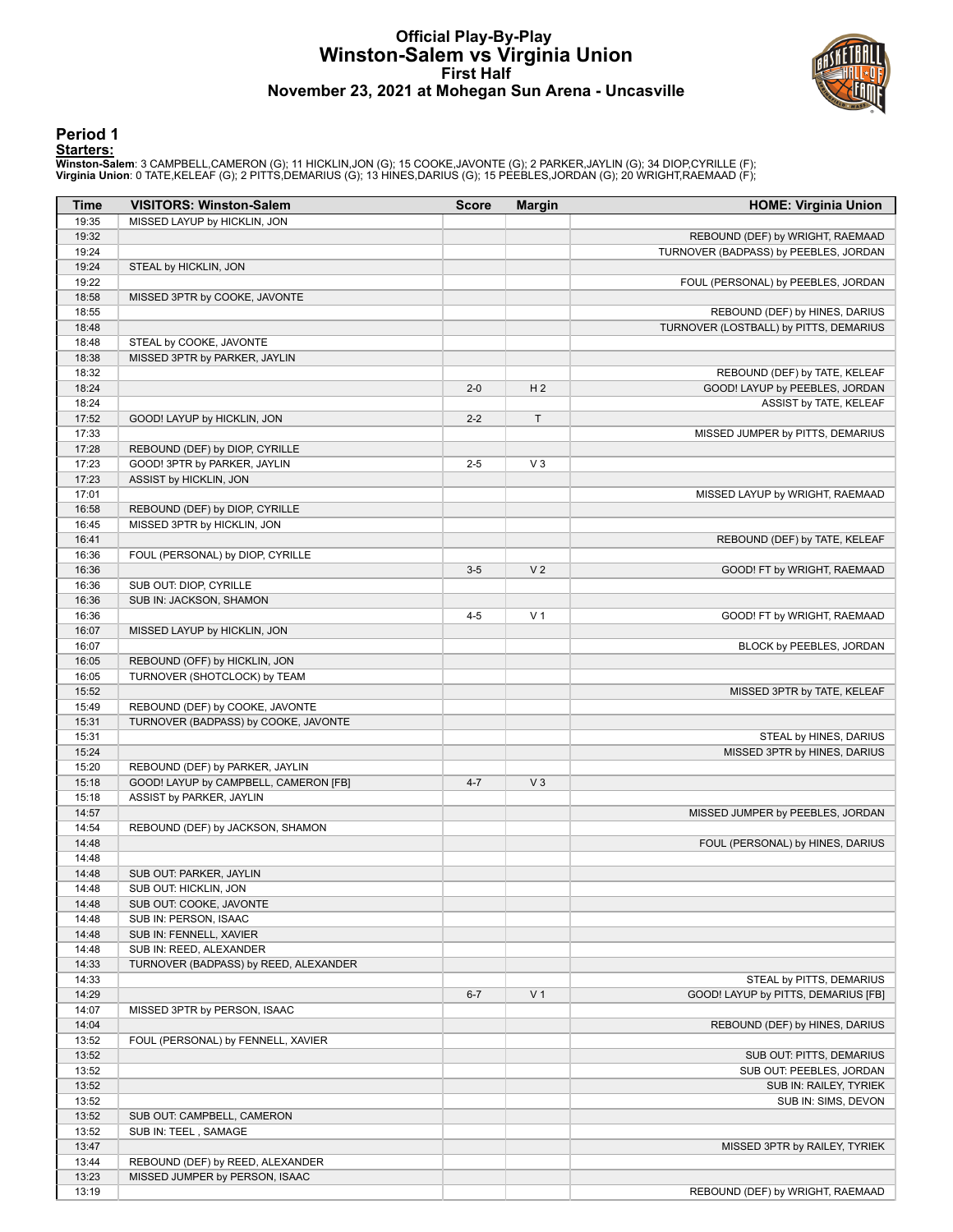# Official Play-By-Play
# Winston-Salem vs Virginia Union
## First Half
## November 23, 2021 at Mohegan Sun Arena - Uncasville

### Period 1

**Starters:**

**Winston-Salem**: 3 CAMPBELL,CAMERON (G); 11 HICKLIN,JON (G); 15 COOKE,JAVONTE (G); 2 PARKER,JAYLIN (G); 34 DIOP,CYRILLE (F);
**Virginia Union**: 0 TATE,KELEAF (G); 2 PITTS,DEMARIUS (G); 13 HINES,DARIUS (G); 15 PEEBLES,JORDAN (G); 20 WRIGHT,RAEMAAD (F);

| Time | VISITORS: Winston-Salem | Score | Margin | HOME: Virginia Union |
|---|---|---|---|---|
| 19:35 | MISSED LAYUP by HICKLIN, JON | | | |
| 19:32 | | | | REBOUND (DEF) by WRIGHT, RAEMAAD |
| 19:24 | | | | TURNOVER (BADPASS) by PEEBLES, JORDAN |
| 19:24 | STEAL by HICKLIN, JON | | | |
| 19:22 | | | | FOUL (PERSONAL) by PEEBLES, JORDAN |
| 18:58 | MISSED 3PTR by COOKE, JAVONTE | | | |
| 18:55 | | | | REBOUND (DEF) by HINES, DARIUS |
| 18:48 | | | | TURNOVER (LOSTBALL) by PITTS, DEMARIUS |
| 18:48 | STEAL by COOKE, JAVONTE | | | |
| 18:38 | MISSED 3PTR by PARKER, JAYLIN | | | |
| 18:32 | | | | REBOUND (DEF) by TATE, KELEAF |
| 18:24 | | 2-0 | H 2 | GOOD! LAYUP by PEEBLES, JORDAN |
| 18:24 | | | | ASSIST by TATE, KELEAF |
| 17:52 | GOOD! LAYUP by HICKLIN, JON | 2-2 | T | |
| 17:33 | | | | MISSED JUMPER by PITTS, DEMARIUS |
| 17:28 | REBOUND (DEF) by DIOP, CYRILLE | | | |
| 17:23 | GOOD! 3PTR by PARKER, JAYLIN | 2-5 | V 3 | |
| 17:23 | ASSIST by HICKLIN, JON | | | |
| 17:01 | | | | MISSED LAYUP by WRIGHT, RAEMAAD |
| 16:58 | REBOUND (DEF) by DIOP, CYRILLE | | | |
| 16:45 | MISSED 3PTR by HICKLIN, JON | | | |
| 16:41 | | | | REBOUND (DEF) by TATE, KELEAF |
| 16:36 | FOUL (PERSONAL) by DIOP, CYRILLE | | | |
| 16:36 | | 3-5 | V 2 | GOOD! FT by WRIGHT, RAEMAAD |
| 16:36 | SUB OUT: DIOP, CYRILLE | | | |
| 16:36 | SUB IN: JACKSON, SHAMON | | | |
| 16:36 | | 4-5 | V 1 | GOOD! FT by WRIGHT, RAEMAAD |
| 16:07 | MISSED LAYUP by HICKLIN, JON | | | |
| 16:07 | | | | BLOCK by PEEBLES, JORDAN |
| 16:05 | REBOUND (OFF) by HICKLIN, JON | | | |
| 16:05 | TURNOVER (SHOTCLOCK) by TEAM | | | |
| 15:52 | | | | MISSED 3PTR by TATE, KELEAF |
| 15:49 | REBOUND (DEF) by COOKE, JAVONTE | | | |
| 15:31 | TURNOVER (BADPASS) by COOKE, JAVONTE | | | |
| 15:31 | | | | STEAL by HINES, DARIUS |
| 15:24 | | | | MISSED 3PTR by HINES, DARIUS |
| 15:20 | REBOUND (DEF) by PARKER, JAYLIN | | | |
| 15:18 | GOOD! LAYUP by CAMPBELL, CAMERON [FB] | 4-7 | V 3 | |
| 15:18 | ASSIST by PARKER, JAYLIN | | | |
| 14:57 | | | | MISSED JUMPER by PEEBLES, JORDAN |
| 14:54 | REBOUND (DEF) by JACKSON, SHAMON | | | |
| 14:48 | | | | FOUL (PERSONAL) by HINES, DARIUS |
| 14:48 | | | | |
| 14:48 | SUB OUT: PARKER, JAYLIN | | | |
| 14:48 | SUB OUT: HICKLIN, JON | | | |
| 14:48 | SUB OUT: COOKE, JAVONTE | | | |
| 14:48 | SUB IN: PERSON, ISAAC | | | |
| 14:48 | SUB IN: FENNELL, XAVIER | | | |
| 14:48 | SUB IN: REED, ALEXANDER | | | |
| 14:33 | TURNOVER (BADPASS) by REED, ALEXANDER | | | |
| 14:33 | | | | STEAL by PITTS, DEMARIUS |
| 14:29 | | 6-7 | V 1 | GOOD! LAYUP by PITTS, DEMARIUS [FB] |
| 14:07 | MISSED 3PTR by PERSON, ISAAC | | | |
| 14:04 | | | | REBOUND (DEF) by HINES, DARIUS |
| 13:52 | FOUL (PERSONAL) by FENNELL, XAVIER | | | |
| 13:52 | | | | SUB OUT: PITTS, DEMARIUS |
| 13:52 | | | | SUB OUT: PEEBLES, JORDAN |
| 13:52 | | | | SUB IN: RAILEY, TYRIEK |
| 13:52 | | | | SUB IN: SIMS, DEVON |
| 13:52 | SUB OUT: CAMPBELL, CAMERON | | | |
| 13:52 | SUB IN: TEEL , SAMAGE | | | |
| 13:47 | | | | MISSED 3PTR by RAILEY, TYRIEK |
| 13:44 | REBOUND (DEF) by REED, ALEXANDER | | | |
| 13:23 | MISSED JUMPER by PERSON, ISAAC | | | |
| 13:19 | | | | REBOUND (DEF) by WRIGHT, RAEMAAD |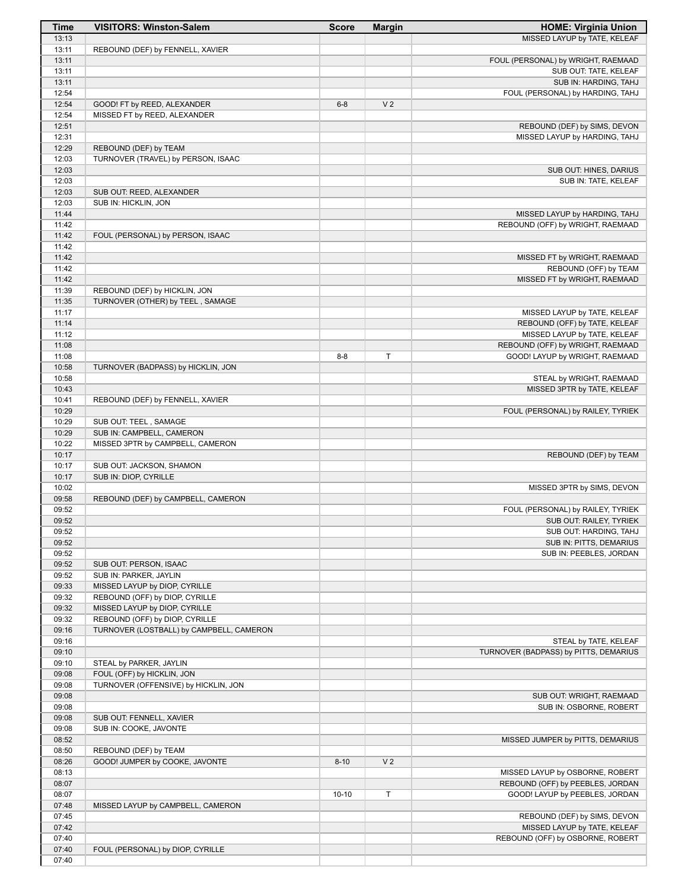| Time | VISITORS: Winston-Salem | Score | Margin | HOME: Virginia Union |
|---|---|---|---|---|
| 13:13 | | | | MISSED LAYUP by TATE, KELEAF |
| 13:11 | REBOUND (DEF) by FENNELL, XAVIER | | | |
| 13:11 | | | | FOUL (PERSONAL) by WRIGHT, RAEMAAD |
| 13:11 | | | | SUB OUT: TATE, KELEAF |
| 13:11 | | | | SUB IN: HARDING, TAHJ |
| 12:54 | | | | FOUL (PERSONAL) by HARDING, TAHJ |
| 12:54 | GOOD! FT by REED, ALEXANDER | 6-8 | V 2 | |
| 12:54 | MISSED FT by REED, ALEXANDER | | | |
| 12:51 | | | | REBOUND (DEF) by SIMS, DEVON |
| 12:31 | | | | MISSED LAYUP by HARDING, TAHJ |
| 12:29 | REBOUND (DEF) by TEAM | | | |
| 12:03 | TURNOVER (TRAVEL) by PERSON, ISAAC | | | |
| 12:03 | | | | SUB OUT: HINES, DARIUS |
| 12:03 | | | | SUB IN: TATE, KELEAF |
| 12:03 | SUB OUT: REED, ALEXANDER | | | |
| 12:03 | SUB IN: HICKLIN, JON | | | |
| 11:44 | | | | MISSED LAYUP by HARDING, TAHJ |
| 11:42 | | | | REBOUND (OFF) by WRIGHT, RAEMAAD |
| 11:42 | FOUL (PERSONAL) by PERSON, ISAAC | | | |
| 11:42 | | | | |
| 11:42 | | | | MISSED FT by WRIGHT, RAEMAAD |
| 11:42 | | | | REBOUND (OFF) by TEAM |
| 11:42 | | | | MISSED FT by WRIGHT, RAEMAAD |
| 11:39 | REBOUND (DEF) by HICKLIN, JON | | | |
| 11:35 | TURNOVER (OTHER) by TEEL , SAMAGE | | | |
| 11:17 | | | | MISSED LAYUP by TATE, KELEAF |
| 11:14 | | | | REBOUND (OFF) by TATE, KELEAF |
| 11:12 | | | | MISSED LAYUP by TATE, KELEAF |
| 11:08 | | | | REBOUND (OFF) by WRIGHT, RAEMAAD |
| 11:08 | | 8-8 | T | GOOD! LAYUP by WRIGHT, RAEMAAD |
| 10:58 | TURNOVER (BADPASS) by HICKLIN, JON | | | |
| 10:58 | | | | STEAL by WRIGHT, RAEMAAD |
| 10:43 | | | | MISSED 3PTR by TATE, KELEAF |
| 10:41 | REBOUND (DEF) by FENNELL, XAVIER | | | |
| 10:29 | | | | FOUL (PERSONAL) by RAILEY, TYRIEK |
| 10:29 | SUB OUT: TEEL , SAMAGE | | | |
| 10:29 | SUB IN: CAMPBELL, CAMERON | | | |
| 10:22 | MISSED 3PTR by CAMPBELL, CAMERON | | | |
| 10:17 | | | | REBOUND (DEF) by TEAM |
| 10:17 | SUB OUT: JACKSON, SHAMON | | | |
| 10:17 | SUB IN: DIOP, CYRILLE | | | |
| 10:02 | | | | MISSED 3PTR by SIMS, DEVON |
| 09:58 | REBOUND (DEF) by CAMPBELL, CAMERON | | | |
| 09:52 | | | | FOUL (PERSONAL) by RAILEY, TYRIEK |
| 09:52 | | | | SUB OUT: RAILEY, TYRIEK |
| 09:52 | | | | SUB OUT: HARDING, TAHJ |
| 09:52 | | | | SUB IN: PITTS, DEMARIUS |
| 09:52 | | | | SUB IN: PEEBLES, JORDAN |
| 09:52 | SUB OUT: PERSON, ISAAC | | | |
| 09:52 | SUB IN: PARKER, JAYLIN | | | |
| 09:33 | MISSED LAYUP by DIOP, CYRILLE | | | |
| 09:32 | REBOUND (OFF) by DIOP, CYRILLE | | | |
| 09:32 | MISSED LAYUP by DIOP, CYRILLE | | | |
| 09:32 | REBOUND (OFF) by DIOP, CYRILLE | | | |
| 09:16 | TURNOVER (LOSTBALL) by CAMPBELL, CAMERON | | | |
| 09:16 | | | | STEAL by TATE, KELEAF |
| 09:10 | | | | TURNOVER (BADPASS) by PITTS, DEMARIUS |
| 09:10 | STEAL by PARKER, JAYLIN | | | |
| 09:08 | FOUL (OFF) by HICKLIN, JON | | | |
| 09:08 | TURNOVER (OFFENSIVE) by HICKLIN, JON | | | |
| 09:08 | | | | SUB OUT: WRIGHT, RAEMAAD |
| 09:08 | | | | SUB IN: OSBORNE, ROBERT |
| 09:08 | SUB OUT: FENNELL, XAVIER | | | |
| 09:08 | SUB IN: COOKE, JAVONTE | | | |
| 08:52 | | | | MISSED JUMPER by PITTS, DEMARIUS |
| 08:50 | REBOUND (DEF) by TEAM | | | |
| 08:26 | GOOD! JUMPER by COOKE, JAVONTE | 8-10 | V 2 | |
| 08:13 | | | | MISSED LAYUP by OSBORNE, ROBERT |
| 08:07 | | | | REBOUND (OFF) by PEEBLES, JORDAN |
| 08:07 | | 10-10 | T | GOOD! LAYUP by PEEBLES, JORDAN |
| 07:48 | MISSED LAYUP by CAMPBELL, CAMERON | | | |
| 07:45 | | | | REBOUND (DEF) by SIMS, DEVON |
| 07:42 | | | | MISSED LAYUP by TATE, KELEAF |
| 07:40 | | | | REBOUND (OFF) by OSBORNE, ROBERT |
| 07:40 | FOUL (PERSONAL) by DIOP, CYRILLE | | | |
| 07:40 | | | | |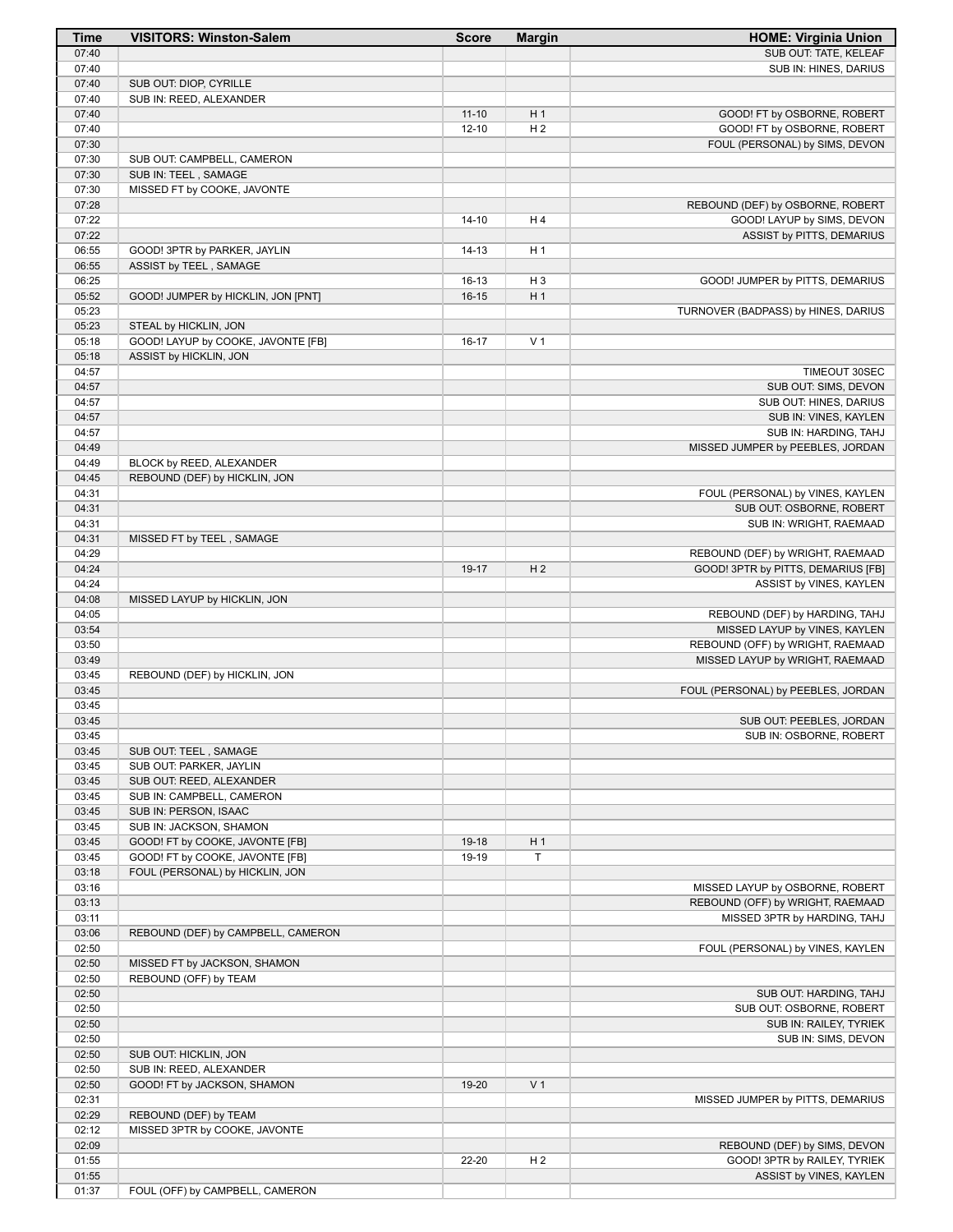| Time | VISITORS: Winston-Salem | Score | Margin | HOME: Virginia Union |
|---|---|---|---|---|
| 07:40 | | | | SUB OUT: TATE, KELEAF |
| 07:40 | | | | SUB IN: HINES, DARIUS |
| 07:40 | SUB OUT: DIOP, CYRILLE | | | |
| 07:40 | SUB IN: REED, ALEXANDER | | | |
| 07:40 | | 11-10 | H 1 | GOOD! FT by OSBORNE, ROBERT |
| 07:40 | | 12-10 | H 2 | GOOD! FT by OSBORNE, ROBERT |
| 07:30 | | | | FOUL (PERSONAL) by SIMS, DEVON |
| 07:30 | SUB OUT: CAMPBELL, CAMERON | | | |
| 07:30 | SUB IN: TEEL , SAMAGE | | | |
| 07:30 | MISSED FT by COOKE, JAVONTE | | | |
| 07:28 | | | | REBOUND (DEF) by OSBORNE, ROBERT |
| 07:22 | | 14-10 | H 4 | GOOD! LAYUP by SIMS, DEVON |
| 07:22 | | | | ASSIST by PITTS, DEMARIUS |
| 06:55 | GOOD! 3PTR by PARKER, JAYLIN | 14-13 | H 1 | |
| 06:55 | ASSIST by TEEL , SAMAGE | | | |
| 06:25 | | 16-13 | H 3 | GOOD! JUMPER by PITTS, DEMARIUS |
| 05:52 | GOOD! JUMPER by HICKLIN, JON [PNT] | 16-15 | H 1 | |
| 05:23 | | | | TURNOVER (BADPASS) by HINES, DARIUS |
| 05:23 | STEAL by HICKLIN, JON | | | |
| 05:18 | GOOD! LAYUP by COOKE, JAVONTE [FB] | 16-17 | V 1 | |
| 05:18 | ASSIST by HICKLIN, JON | | | |
| 04:57 | | | | TIMEOUT 30SEC |
| 04:57 | | | | SUB OUT: SIMS, DEVON |
| 04:57 | | | | SUB OUT: HINES, DARIUS |
| 04:57 | | | | SUB IN: VINES, KAYLEN |
| 04:57 | | | | SUB IN: HARDING, TAHJ |
| 04:49 | | | | MISSED JUMPER by PEEBLES, JORDAN |
| 04:49 | BLOCK by REED, ALEXANDER | | | |
| 04:45 | REBOUND (DEF) by HICKLIN, JON | | | |
| 04:31 | | | | FOUL (PERSONAL) by VINES, KAYLEN |
| 04:31 | | | | SUB OUT: OSBORNE, ROBERT |
| 04:31 | | | | SUB IN: WRIGHT, RAEMAAD |
| 04:31 | MISSED FT by TEEL , SAMAGE | | | |
| 04:29 | | | | REBOUND (DEF) by WRIGHT, RAEMAAD |
| 04:24 | | 19-17 | H 2 | GOOD! 3PTR by PITTS, DEMARIUS [FB] |
| 04:24 | | | | ASSIST by VINES, KAYLEN |
| 04:08 | MISSED LAYUP by HICKLIN, JON | | | |
| 04:05 | | | | REBOUND (DEF) by HARDING, TAHJ |
| 03:54 | | | | MISSED LAYUP by VINES, KAYLEN |
| 03:50 | | | | REBOUND (OFF) by WRIGHT, RAEMAAD |
| 03:49 | | | | MISSED LAYUP by WRIGHT, RAEMAAD |
| 03:45 | REBOUND (DEF) by HICKLIN, JON | | | |
| 03:45 | | | | FOUL (PERSONAL) by PEEBLES, JORDAN |
| 03:45 | | | | |
| 03:45 | | | | SUB OUT: PEEBLES, JORDAN |
| 03:45 | | | | SUB IN: OSBORNE, ROBERT |
| 03:45 | SUB OUT: TEEL , SAMAGE | | | |
| 03:45 | SUB OUT: PARKER, JAYLIN | | | |
| 03:45 | SUB OUT: REED, ALEXANDER | | | |
| 03:45 | SUB IN: CAMPBELL, CAMERON | | | |
| 03:45 | SUB IN: PERSON, ISAAC | | | |
| 03:45 | SUB IN: JACKSON, SHAMON | | | |
| 03:45 | GOOD! FT by COOKE, JAVONTE [FB] | 19-18 | H 1 | |
| 03:45 | GOOD! FT by COOKE, JAVONTE [FB] | 19-19 | T | |
| 03:18 | FOUL (PERSONAL) by HICKLIN, JON | | | |
| 03:16 | | | | MISSED LAYUP by OSBORNE, ROBERT |
| 03:13 | | | | REBOUND (OFF) by WRIGHT, RAEMAAD |
| 03:11 | | | | MISSED 3PTR by HARDING, TAHJ |
| 03:06 | REBOUND (DEF) by CAMPBELL, CAMERON | | | |
| 02:50 | | | | FOUL (PERSONAL) by VINES, KAYLEN |
| 02:50 | MISSED FT by JACKSON, SHAMON | | | |
| 02:50 | REBOUND (OFF) by TEAM | | | |
| 02:50 | | | | SUB OUT: HARDING, TAHJ |
| 02:50 | | | | SUB OUT: OSBORNE, ROBERT |
| 02:50 | | | | SUB IN: RAILEY, TYRIEK |
| 02:50 | | | | SUB IN: SIMS, DEVON |
| 02:50 | SUB OUT: HICKLIN, JON | | | |
| 02:50 | SUB IN: REED, ALEXANDER | | | |
| 02:50 | GOOD! FT by JACKSON, SHAMON | 19-20 | V 1 | |
| 02:31 | | | | MISSED JUMPER by PITTS, DEMARIUS |
| 02:29 | REBOUND (DEF) by TEAM | | | |
| 02:12 | MISSED 3PTR by COOKE, JAVONTE | | | |
| 02:09 | | | | REBOUND (DEF) by SIMS, DEVON |
| 01:55 | | 22-20 | H 2 | GOOD! 3PTR by RAILEY, TYRIEK |
| 01:55 | | | | ASSIST by VINES, KAYLEN |
| 01:37 | FOUL (OFF) by CAMPBELL, CAMERON | | | |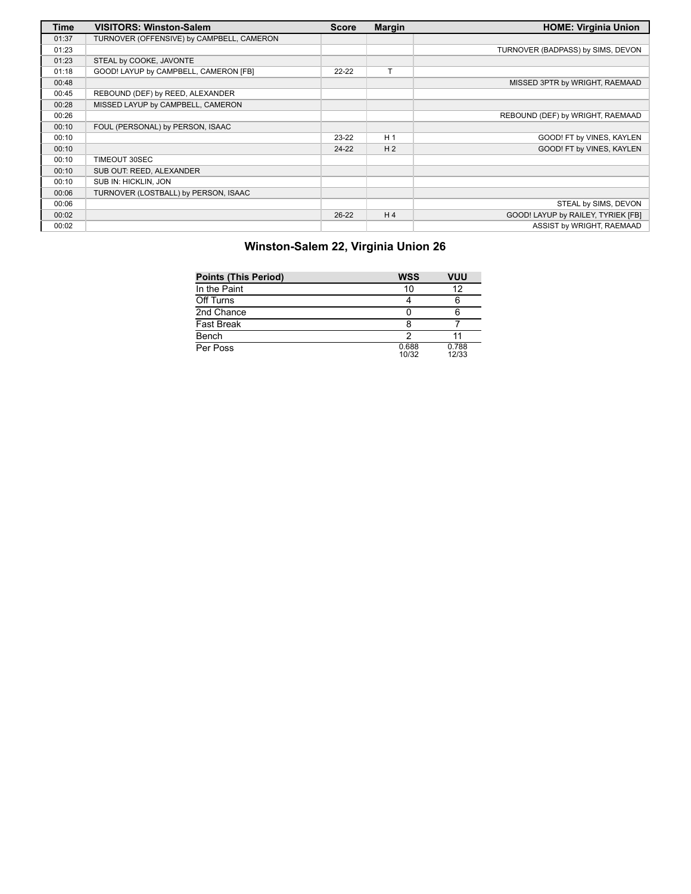| Time | VISITORS: Winston-Salem | Score | Margin | HOME: Virginia Union |
|---|---|---|---|---|
| 01:37 | TURNOVER (OFFENSIVE) by CAMPBELL, CAMERON | | | |
| 01:23 | | | | TURNOVER (BADPASS) by SIMS, DEVON |
| 01:23 | STEAL by COOKE, JAVONTE | | | |
| 01:18 | GOOD! LAYUP by CAMPBELL, CAMERON [FB] | 22-22 | T | |
| 00:48 | | | | MISSED 3PTR by WRIGHT, RAEMAAD |
| 00:45 | REBOUND (DEF) by REED, ALEXANDER | | | |
| 00:28 | MISSED LAYUP by CAMPBELL, CAMERON | | | |
| 00:26 | | | | REBOUND (DEF) by WRIGHT, RAEMAAD |
| 00:10 | FOUL (PERSONAL) by PERSON, ISAAC | | | |
| 00:10 | | 23-22 | H 1 | GOOD! FT by VINES, KAYLEN |
| 00:10 | | 24-22 | H 2 | GOOD! FT by VINES, KAYLEN |
| 00:10 | TIMEOUT 30SEC | | | |
| 00:10 | SUB OUT: REED, ALEXANDER | | | |
| 00:10 | SUB IN: HICKLIN, JON | | | |
| 00:06 | TURNOVER (LOSTBALL) by PERSON, ISAAC | | | |
| 00:06 | | | | STEAL by SIMS, DEVON |
| 00:02 | | 26-22 | H 4 | GOOD! LAYUP by RAILEY, TYRIEK [FB] |
| 00:02 | | | | ASSIST by WRIGHT, RAEMAAD |

## Winston-Salem 22, Virginia Union 26

| Points (This Period) | WSS | VUU |
|---|---|---|
| In the Paint | 10 | 12 |
| Off Turns | 4 | 6 |
| 2nd Chance | 0 | 6 |
| Fast Break | 8 | 7 |
| Bench | 2 | 11 |
| Per Poss | 0.688 10/32 | 0.788 12/33 |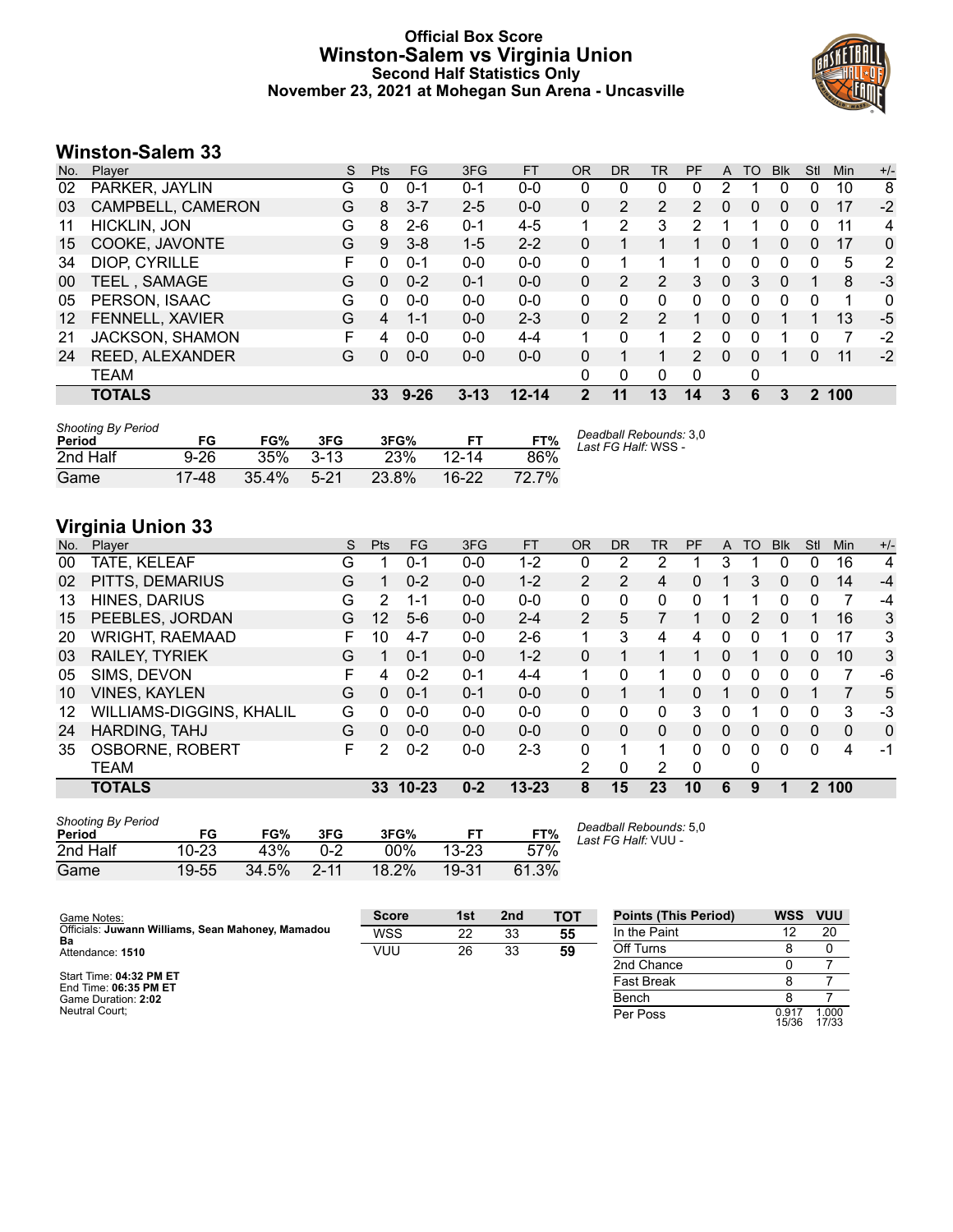# Official Box Score
## Winston-Salem vs Virginia Union
### Second Half Statistics Only
### November 23, 2021 at Mohegan Sun Arena - Uncasville

## Winston-Salem 33

| No. | Player | S | Pts | FG | 3FG | FT | OR | DR | TR | PF | A | TO | Blk | Stl | Min | +/- |
|---|---|---|---|---|---|---|---|---|---|---|---|---|---|---|---|---|
| 02 | PARKER, JAYLIN | G | 0 | 0-1 | 0-1 | 0-0 | 0 | 0 | 0 | 0 | 2 | 1 | 0 | 0 | 10 | 8 |
| 03 | CAMPBELL, CAMERON | G | 8 | 3-7 | 2-5 | 0-0 | 0 | 2 | 2 | 2 | 0 | 0 | 0 | 0 | 17 | -2 |
| 11 | HICKLIN, JON | G | 8 | 2-6 | 0-1 | 4-5 | 1 | 2 | 3 | 2 | 1 | 1 | 0 | 0 | 11 | 4 |
| 15 | COOKE, JAVONTE | G | 9 | 3-8 | 1-5 | 2-2 | 0 | 1 | 1 | 1 | 0 | 1 | 0 | 0 | 17 | 0 |
| 34 | DIOP, CYRILLE | F | 0 | 0-1 | 0-0 | 0-0 | 0 | 1 | 1 | 1 | 0 | 0 | 0 | 0 | 5 | 2 |
| 00 | TEEL , SAMAGE | G | 0 | 0-2 | 0-1 | 0-0 | 0 | 2 | 2 | 3 | 0 | 3 | 0 | 1 | 8 | -3 |
| 05 | PERSON, ISAAC | G | 0 | 0-0 | 0-0 | 0-0 | 0 | 0 | 0 | 0 | 0 | 0 | 0 | 0 | 1 | 0 |
| 12 | FENNELL, XAVIER | G | 4 | 1-1 | 0-0 | 2-3 | 0 | 2 | 2 | 1 | 0 | 0 | 1 | 1 | 13 | -5 |
| 21 | JACKSON, SHAMON | F | 4 | 0-0 | 0-0 | 4-4 | 1 | 0 | 1 | 2 | 0 | 0 | 1 | 0 | 7 | -2 |
| 24 | REED, ALEXANDER | G | 0 | 0-0 | 0-0 | 0-0 | 0 | 1 | 1 | 2 | 0 | 0 | 1 | 0 | 11 | -2 |
| | TEAM | | | | | | 0 | 0 | 0 | 0 | | 0 | | | | |
| | **TOTALS** | | **33** | **9-26** | **3-13** | **12-14** | **2** | **11** | **13** | **14** | **3** | **6** | **3** | **2** | **100** | |

| Shooting By Period Period | FG | FG% | 3FG | 3FG% | FT | FT% |
|---|---|---|---|---|---|---|
| 2nd Half | 9-26 | 35% | 3-13 | 23% | 12-14 | 86% |
| Game | 17-48 | 35.4% | 5-21 | 23.8% | 16-22 | 72.7% |

*Deadball Rebounds:* 3,0
*Last FG Half:* WSS -

## Virginia Union 33

| No. | Player | S | Pts | FG | 3FG | FT | OR | DR | TR | PF | A | TO | Blk | Stl | Min | +/- |
|---|---|---|---|---|---|---|---|---|---|---|---|---|---|---|---|---|
| 00 | TATE, KELEAF | G | 1 | 0-1 | 0-0 | 1-2 | 0 | 2 | 2 | 1 | 3 | 1 | 0 | 0 | 16 | 4 |
| 02 | PITTS, DEMARIUS | G | 1 | 0-2 | 0-0 | 1-2 | 2 | 2 | 4 | 0 | 1 | 3 | 0 | 0 | 14 | -4 |
| 13 | HINES, DARIUS | G | 2 | 1-1 | 0-0 | 0-0 | 0 | 0 | 0 | 0 | 1 | 1 | 0 | 0 | 7 | -4 |
| 15 | PEEBLES, JORDAN | G | 12 | 5-6 | 0-0 | 2-4 | 2 | 5 | 7 | 1 | 0 | 2 | 0 | 1 | 16 | 3 |
| 20 | WRIGHT, RAEMAAD | F | 10 | 4-7 | 0-0 | 2-6 | 1 | 3 | 4 | 4 | 0 | 0 | 1 | 0 | 17 | 3 |
| 03 | RAILEY, TYRIEK | G | 1 | 0-1 | 0-0 | 1-2 | 0 | 1 | 1 | 1 | 0 | 1 | 0 | 0 | 10 | 3 |
| 05 | SIMS, DEVON | F | 4 | 0-2 | 0-1 | 4-4 | 1 | 0 | 1 | 0 | 0 | 0 | 0 | 0 | 7 | -6 |
| 10 | VINES, KAYLEN | G | 0 | 0-1 | 0-1 | 0-0 | 0 | 1 | 1 | 0 | 1 | 0 | 0 | 1 | 7 | 5 |
| 12 | WILLIAMS-DIGGINS, KHALIL | G | 0 | 0-0 | 0-0 | 0-0 | 0 | 0 | 0 | 3 | 0 | 1 | 0 | 0 | 3 | -3 |
| 24 | HARDING, TAHJ | G | 0 | 0-0 | 0-0 | 0-0 | 0 | 0 | 0 | 0 | 0 | 0 | 0 | 0 | 0 | 0 |
| 35 | OSBORNE, ROBERT | F | 2 | 0-2 | 0-0 | 2-3 | 0 | 1 | 1 | 0 | 0 | 0 | 0 | 0 | 4 | -1 |
| | TEAM | | | | | | 2 | 0 | 2 | 0 | | 0 | | | | |
| | **TOTALS** | | **33** | **10-23** | **0-2** | **13-23** | **8** | **15** | **23** | **10** | **6** | **9** | **1** | **2** | **100** | |

| Shooting By Period Period | FG | FG% | 3FG | 3FG% | FT | FT% |
|---|---|---|---|---|---|---|
| 2nd Half | 10-23 | 43% | 0-2 | 00% | 13-23 | 57% |
| Game | 19-55 | 34.5% | 2-11 | 18.2% | 19-31 | 61.3% |

*Deadball Rebounds:* 5,0
*Last FG Half:* VUU -

Game Notes:
Officials: **Juwann Williams, Sean Mahoney, Mamadou Ba**
Attendance: **1510**

Start Time: **04:32 PM ET**
End Time: **06:35 PM ET**
Game Duration: **2:02**
Neutral Court;

| Score | 1st | 2nd | TOT |
|---|---|---|---|
| WSS | 22 | 33 | **55** |
| VUU | 26 | 33 | **59** |

| Points (This Period) | WSS | VUU |
|---|---|---|
| In the Paint | 12 | 20 |
| Off Turns | 8 | 0 |
| 2nd Chance | 0 | 7 |
| Fast Break | 8 | 7 |
| Bench | 8 | 7 |
| Per Poss | 0.917 15/36 | 1.000 17/33 |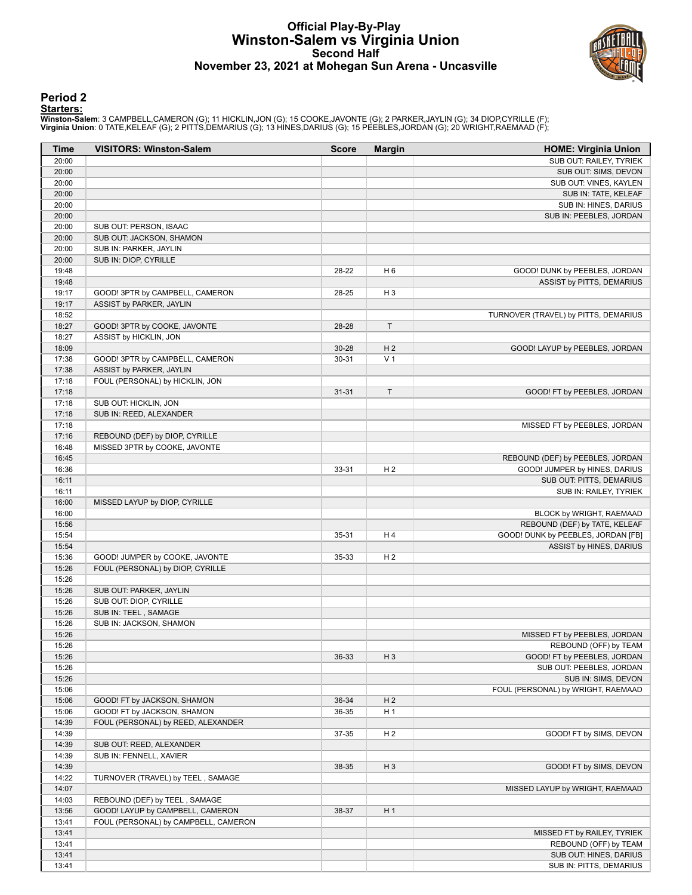# Official Play-By-Play
## Winston-Salem vs Virginia Union
### Second Half
### November 23, 2021 at Mohegan Sun Arena - Uncasville

## Period 2

**Starters:**

**Winston-Salem**: 3 CAMPBELL,CAMERON (G); 11 HICKLIN,JON (G); 15 COOKE,JAVONTE (G); 2 PARKER,JAYLIN (G); 34 DIOP,CYRILLE (F);
**Virginia Union**: 0 TATE,KELEAF (G); 2 PITTS,DEMARIUS (G); 13 HINES,DARIUS (G); 15 PEEBLES,JORDAN (G); 20 WRIGHT,RAEMAAD (F);

| Time | VISITORS: Winston-Salem | Score | Margin | HOME: Virginia Union |
|---|---|---|---|---|
| 20:00 | | | | SUB OUT: RAILEY, TYRIEK |
| 20:00 | | | | SUB OUT: SIMS, DEVON |
| 20:00 | | | | SUB OUT: VINES, KAYLEN |
| 20:00 | | | | SUB IN: TATE, KELEAF |
| 20:00 | | | | SUB IN: HINES, DARIUS |
| 20:00 | | | | SUB IN: PEEBLES, JORDAN |
| 20:00 | SUB OUT: PERSON, ISAAC | | | |
| 20:00 | SUB OUT: JACKSON, SHAMON | | | |
| 20:00 | SUB IN: PARKER, JAYLIN | | | |
| 20:00 | SUB IN: DIOP, CYRILLE | | | |
| 19:48 | | 28-22 | H 6 | GOOD! DUNK by PEEBLES, JORDAN |
| 19:48 | | | | ASSIST by PITTS, DEMARIUS |
| 19:17 | GOOD! 3PTR by CAMPBELL, CAMERON | 28-25 | H 3 | |
| 19:17 | ASSIST by PARKER, JAYLIN | | | |
| 18:52 | | | | TURNOVER (TRAVEL) by PITTS, DEMARIUS |
| 18:27 | GOOD! 3PTR by COOKE, JAVONTE | 28-28 | T | |
| 18:27 | ASSIST by HICKLIN, JON | | | |
| 18:09 | | 30-28 | H 2 | GOOD! LAYUP by PEEBLES, JORDAN |
| 17:38 | GOOD! 3PTR by CAMPBELL, CAMERON | 30-31 | V 1 | |
| 17:38 | ASSIST by PARKER, JAYLIN | | | |
| 17:18 | FOUL (PERSONAL) by HICKLIN, JON | | | |
| 17:18 | | 31-31 | T | GOOD! FT by PEEBLES, JORDAN |
| 17:18 | SUB OUT: HICKLIN, JON | | | |
| 17:18 | SUB IN: REED, ALEXANDER | | | |
| 17:18 | | | | MISSED FT by PEEBLES, JORDAN |
| 17:16 | REBOUND (DEF) by DIOP, CYRILLE | | | |
| 16:48 | MISSED 3PTR by COOKE, JAVONTE | | | |
| 16:45 | | | | REBOUND (DEF) by PEEBLES, JORDAN |
| 16:36 | | 33-31 | H 2 | GOOD! JUMPER by HINES, DARIUS |
| 16:11 | | | | SUB OUT: PITTS, DEMARIUS |
| 16:11 | | | | SUB IN: RAILEY, TYRIEK |
| 16:00 | MISSED LAYUP by DIOP, CYRILLE | | | |
| 16:00 | | | | BLOCK by WRIGHT, RAEMAAD |
| 15:56 | | | | REBOUND (DEF) by TATE, KELEAF |
| 15:54 | | 35-31 | H 4 | GOOD! DUNK by PEEBLES, JORDAN [FB] |
| 15:54 | | | | ASSIST by HINES, DARIUS |
| 15:36 | GOOD! JUMPER by COOKE, JAVONTE | 35-33 | H 2 | |
| 15:26 | FOUL (PERSONAL) by DIOP, CYRILLE | | | |
| 15:26 | | | | |
| 15:26 | SUB OUT: PARKER, JAYLIN | | | |
| 15:26 | SUB OUT: DIOP, CYRILLE | | | |
| 15:26 | SUB IN: TEEL , SAMAGE | | | |
| 15:26 | SUB IN: JACKSON, SHAMON | | | |
| 15:26 | | | | MISSED FT by PEEBLES, JORDAN |
| 15:26 | | | | REBOUND (OFF) by TEAM |
| 15:26 | | 36-33 | H 3 | GOOD! FT by PEEBLES, JORDAN |
| 15:26 | | | | SUB OUT: PEEBLES, JORDAN |
| 15:26 | | | | SUB IN: SIMS, DEVON |
| 15:06 | | | | FOUL (PERSONAL) by WRIGHT, RAEMAAD |
| 15:06 | GOOD! FT by JACKSON, SHAMON | 36-34 | H 2 | |
| 15:06 | GOOD! FT by JACKSON, SHAMON | 36-35 | H 1 | |
| 14:39 | FOUL (PERSONAL) by REED, ALEXANDER | | | |
| 14:39 | | 37-35 | H 2 | GOOD! FT by SIMS, DEVON |
| 14:39 | SUB OUT: REED, ALEXANDER | | | |
| 14:39 | SUB IN: FENNELL, XAVIER | | | |
| 14:39 | | 38-35 | H 3 | GOOD! FT by SIMS, DEVON |
| 14:22 | TURNOVER (TRAVEL) by TEEL , SAMAGE | | | |
| 14:07 | | | | MISSED LAYUP by WRIGHT, RAEMAAD |
| 14:03 | REBOUND (DEF) by TEEL , SAMAGE | | | |
| 13:56 | GOOD! LAYUP by CAMPBELL, CAMERON | 38-37 | H 1 | |
| 13:41 | FOUL (PERSONAL) by CAMPBELL, CAMERON | | | |
| 13:41 | | | | MISSED FT by RAILEY, TYRIEK |
| 13:41 | | | | REBOUND (OFF) by TEAM |
| 13:41 | | | | SUB OUT: HINES, DARIUS |
| 13:41 | | | | SUB IN: PITTS, DEMARIUS |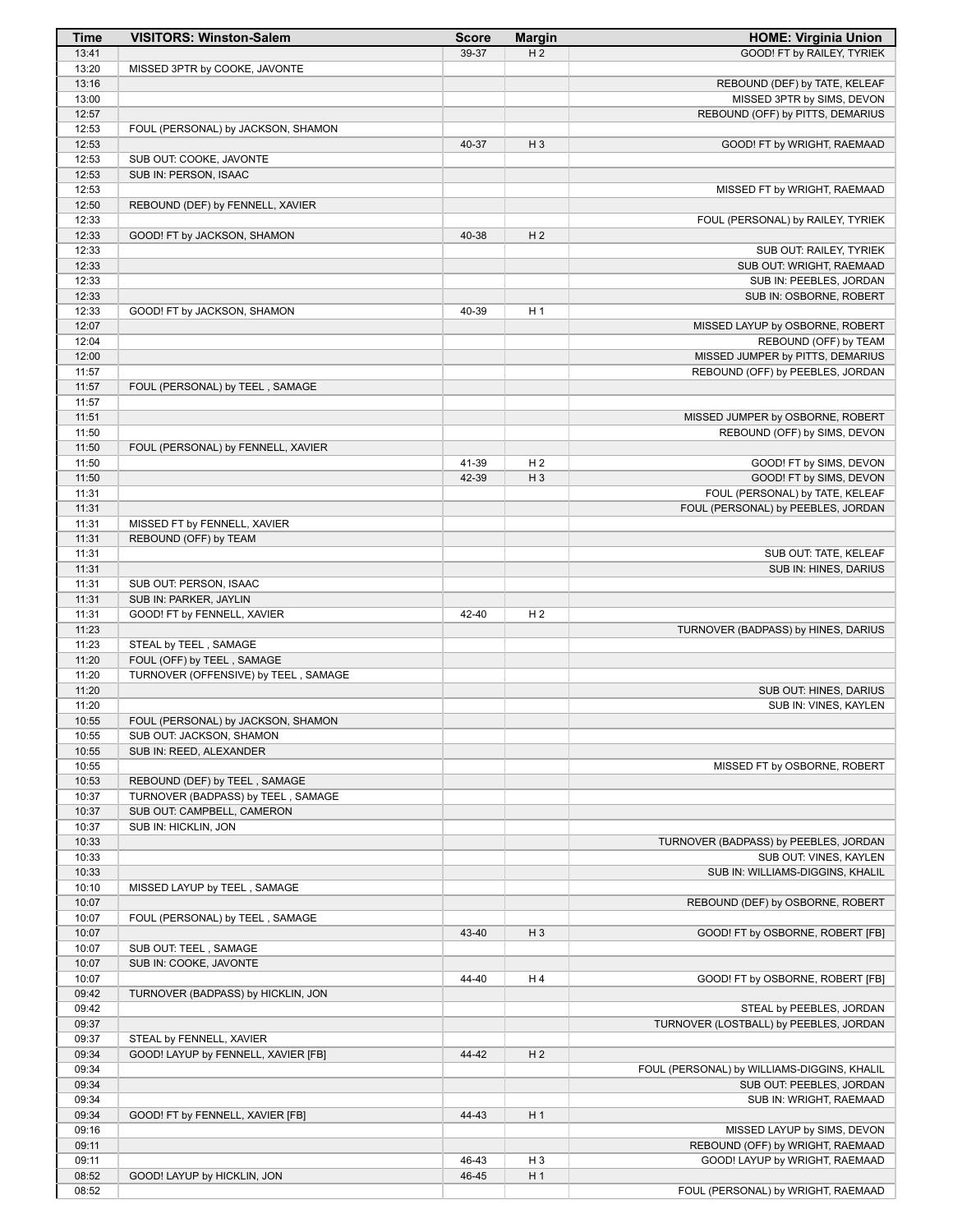| Time | VISITORS: Winston-Salem | Score | Margin | HOME: Virginia Union |
|---|---|---|---|---|
| 13:41 | | 39-37 | H 2 | GOOD! FT by RAILEY, TYRIEK |
| 13:20 | MISSED 3PTR by COOKE, JAVONTE | | | |
| 13:16 | | | | REBOUND (DEF) by TATE, KELEAF |
| 13:00 | | | | MISSED 3PTR by SIMS, DEVON |
| 12:57 | | | | REBOUND (OFF) by PITTS, DEMARIUS |
| 12:53 | FOUL (PERSONAL) by JACKSON, SHAMON | | | |
| 12:53 | | 40-37 | H 3 | GOOD! FT by WRIGHT, RAEMAAD |
| 12:53 | SUB OUT: COOKE, JAVONTE | | | |
| 12:53 | SUB IN: PERSON, ISAAC | | | |
| 12:53 | | | | MISSED FT by WRIGHT, RAEMAAD |
| 12:50 | REBOUND (DEF) by FENNELL, XAVIER | | | |
| 12:33 | | | | FOUL (PERSONAL) by RAILEY, TYRIEK |
| 12:33 | GOOD! FT by JACKSON, SHAMON | 40-38 | H 2 | |
| 12:33 | | | | SUB OUT: RAILEY, TYRIEK |
| 12:33 | | | | SUB OUT: WRIGHT, RAEMAAD |
| 12:33 | | | | SUB IN: PEEBLES, JORDAN |
| 12:33 | | | | SUB IN: OSBORNE, ROBERT |
| 12:33 | GOOD! FT by JACKSON, SHAMON | 40-39 | H 1 | |
| 12:07 | | | | MISSED LAYUP by OSBORNE, ROBERT |
| 12:04 | | | | REBOUND (OFF) by TEAM |
| 12:00 | | | | MISSED JUMPER by PITTS, DEMARIUS |
| 11:57 | | | | REBOUND (OFF) by PEEBLES, JORDAN |
| 11:57 | FOUL (PERSONAL) by TEEL , SAMAGE | | | |
| 11:57 | | | | |
| 11:51 | | | | MISSED JUMPER by OSBORNE, ROBERT |
| 11:50 | | | | REBOUND (OFF) by SIMS, DEVON |
| 11:50 | FOUL (PERSONAL) by FENNELL, XAVIER | | | |
| 11:50 | | 41-39 | H 2 | GOOD! FT by SIMS, DEVON |
| 11:50 | | 42-39 | H 3 | GOOD! FT by SIMS, DEVON |
| 11:31 | | | | FOUL (PERSONAL) by TATE, KELEAF |
| 11:31 | | | | FOUL (PERSONAL) by PEEBLES, JORDAN |
| 11:31 | MISSED FT by FENNELL, XAVIER | | | |
| 11:31 | REBOUND (OFF) by TEAM | | | |
| 11:31 | | | | SUB OUT: TATE, KELEAF |
| 11:31 | | | | SUB IN: HINES, DARIUS |
| 11:31 | SUB OUT: PERSON, ISAAC | | | |
| 11:31 | SUB IN: PARKER, JAYLIN | | | |
| 11:31 | GOOD! FT by FENNELL, XAVIER | 42-40 | H 2 | |
| 11:23 | | | | TURNOVER (BADPASS) by HINES, DARIUS |
| 11:23 | STEAL by TEEL , SAMAGE | | | |
| 11:20 | FOUL (OFF) by TEEL , SAMAGE | | | |
| 11:20 | TURNOVER (OFFENSIVE) by TEEL , SAMAGE | | | |
| 11:20 | | | | SUB OUT: HINES, DARIUS |
| 11:20 | | | | SUB IN: VINES, KAYLEN |
| 10:55 | FOUL (PERSONAL) by JACKSON, SHAMON | | | |
| 10:55 | SUB OUT: JACKSON, SHAMON | | | |
| 10:55 | SUB IN: REED, ALEXANDER | | | |
| 10:55 | | | | MISSED FT by OSBORNE, ROBERT |
| 10:53 | REBOUND (DEF) by TEEL , SAMAGE | | | |
| 10:37 | TURNOVER (BADPASS) by TEEL , SAMAGE | | | |
| 10:37 | SUB OUT: CAMPBELL, CAMERON | | | |
| 10:37 | SUB IN: HICKLIN, JON | | | |
| 10:33 | | | | TURNOVER (BADPASS) by PEEBLES, JORDAN |
| 10:33 | | | | SUB OUT: VINES, KAYLEN |
| 10:33 | | | | SUB IN: WILLIAMS-DIGGINS, KHALIL |
| 10:10 | MISSED LAYUP by TEEL , SAMAGE | | | |
| 10:07 | | | | REBOUND (DEF) by OSBORNE, ROBERT |
| 10:07 | FOUL (PERSONAL) by TEEL , SAMAGE | | | |
| 10:07 | | 43-40 | H 3 | GOOD! FT by OSBORNE, ROBERT [FB] |
| 10:07 | SUB OUT: TEEL , SAMAGE | | | |
| 10:07 | SUB IN: COOKE, JAVONTE | | | |
| 10:07 | | 44-40 | H 4 | GOOD! FT by OSBORNE, ROBERT [FB] |
| 09:42 | TURNOVER (BADPASS) by HICKLIN, JON | | | |
| 09:42 | | | | STEAL by PEEBLES, JORDAN |
| 09:37 | | | | TURNOVER (LOSTBALL) by PEEBLES, JORDAN |
| 09:37 | STEAL by FENNELL, XAVIER | | | |
| 09:34 | GOOD! LAYUP by FENNELL, XAVIER [FB] | 44-42 | H 2 | |
| 09:34 | | | | FOUL (PERSONAL) by WILLIAMS-DIGGINS, KHALIL |
| 09:34 | | | | SUB OUT: PEEBLES, JORDAN |
| 09:34 | | | | SUB IN: WRIGHT, RAEMAAD |
| 09:34 | GOOD! FT by FENNELL, XAVIER [FB] | 44-43 | H 1 | |
| 09:16 | | | | MISSED LAYUP by SIMS, DEVON |
| 09:11 | | | | REBOUND (OFF) by WRIGHT, RAEMAAD |
| 09:11 | | 46-43 | H 3 | GOOD! LAYUP by WRIGHT, RAEMAAD |
| 08:52 | GOOD! LAYUP by HICKLIN, JON | 46-45 | H 1 | |
| 08:52 | | | | FOUL (PERSONAL) by WRIGHT, RAEMAAD |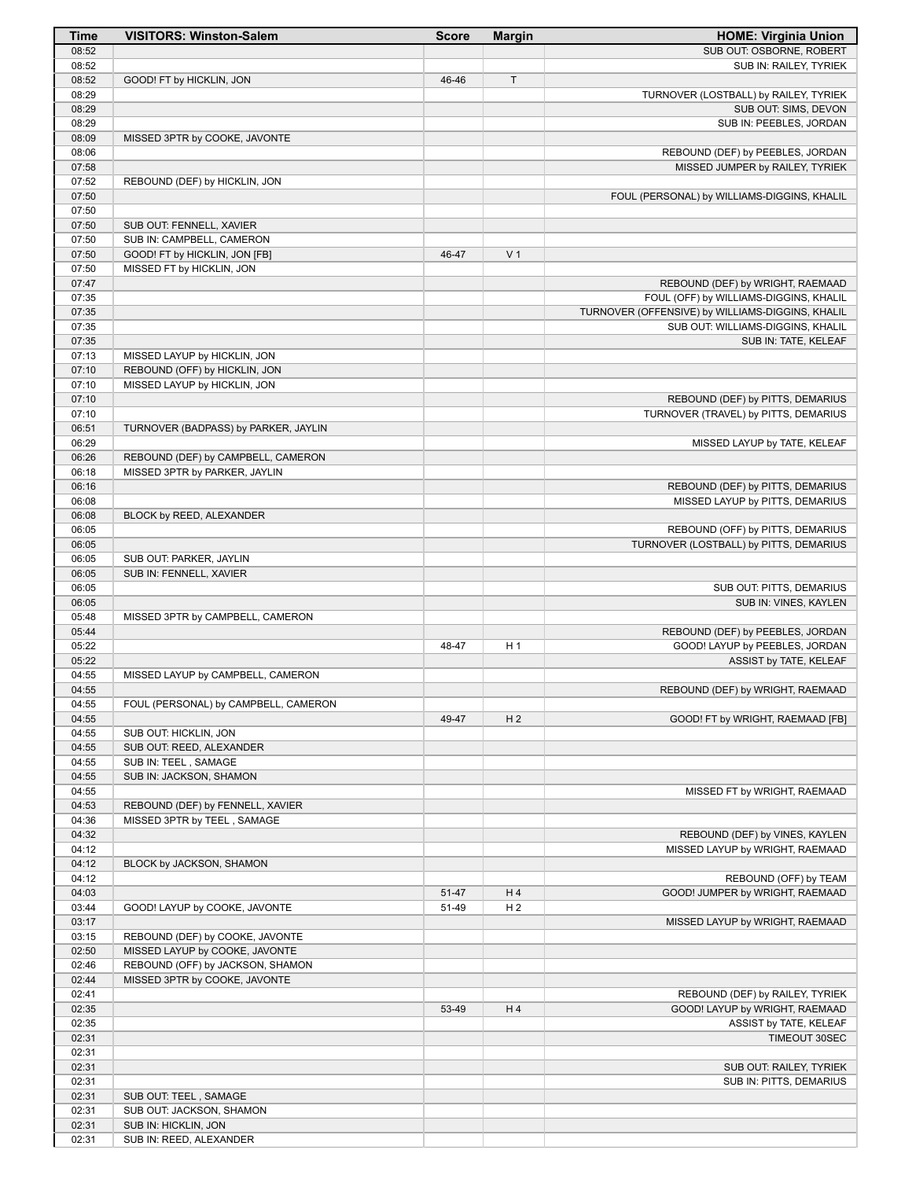| Time | VISITORS: Winston-Salem | Score | Margin | HOME: Virginia Union |
|---|---|---|---|---|
| 08:52 | | | | SUB OUT: OSBORNE, ROBERT |
| 08:52 | | | | SUB IN: RAILEY, TYRIEK |
| 08:52 | GOOD! FT by HICKLIN, JON | 46-46 | T | |
| 08:29 | | | | TURNOVER (LOSTBALL) by RAILEY, TYRIEK |
| 08:29 | | | | SUB OUT: SIMS, DEVON |
| 08:29 | | | | SUB IN: PEEBLES, JORDAN |
| 08:09 | MISSED 3PTR by COOKE, JAVONTE | | | |
| 08:06 | | | | REBOUND (DEF) by PEEBLES, JORDAN |
| 07:58 | | | | MISSED JUMPER by RAILEY, TYRIEK |
| 07:52 | REBOUND (DEF) by HICKLIN, JON | | | |
| 07:50 | | | | FOUL (PERSONAL) by WILLIAMS-DIGGINS, KHALIL |
| 07:50 | | | | |
| 07:50 | SUB OUT: FENNELL, XAVIER | | | |
| 07:50 | SUB IN: CAMPBELL, CAMERON | | | |
| 07:50 | GOOD! FT by HICKLIN, JON [FB] | 46-47 | V 1 | |
| 07:50 | MISSED FT by HICKLIN, JON | | | |
| 07:47 | | | | REBOUND (DEF) by WRIGHT, RAEMAAD |
| 07:35 | | | | FOUL (OFF) by WILLIAMS-DIGGINS, KHALIL |
| 07:35 | | | | TURNOVER (OFFENSIVE) by WILLIAMS-DIGGINS, KHALIL |
| 07:35 | | | | SUB OUT: WILLIAMS-DIGGINS, KHALIL |
| 07:35 | | | | SUB IN: TATE, KELEAF |
| 07:13 | MISSED LAYUP by HICKLIN, JON | | | |
| 07:10 | REBOUND (OFF) by HICKLIN, JON | | | |
| 07:10 | MISSED LAYUP by HICKLIN, JON | | | |
| 07:10 | | | | REBOUND (DEF) by PITTS, DEMARIUS |
| 07:10 | | | | TURNOVER (TRAVEL) by PITTS, DEMARIUS |
| 06:51 | TURNOVER (BADPASS) by PARKER, JAYLIN | | | |
| 06:29 | | | | MISSED LAYUP by TATE, KELEAF |
| 06:26 | REBOUND (DEF) by CAMPBELL, CAMERON | | | |
| 06:18 | MISSED 3PTR by PARKER, JAYLIN | | | |
| 06:16 | | | | REBOUND (DEF) by PITTS, DEMARIUS |
| 06:08 | | | | MISSED LAYUP by PITTS, DEMARIUS |
| 06:08 | BLOCK by REED, ALEXANDER | | | |
| 06:05 | | | | REBOUND (OFF) by PITTS, DEMARIUS |
| 06:05 | | | | TURNOVER (LOSTBALL) by PITTS, DEMARIUS |
| 06:05 | SUB OUT: PARKER, JAYLIN | | | |
| 06:05 | SUB IN: FENNELL, XAVIER | | | |
| 06:05 | | | | SUB OUT: PITTS, DEMARIUS |
| 06:05 | | | | SUB IN: VINES, KAYLEN |
| 05:48 | MISSED 3PTR by CAMPBELL, CAMERON | | | |
| 05:44 | | | | REBOUND (DEF) by PEEBLES, JORDAN |
| 05:22 | | 48-47 | H 1 | GOOD! LAYUP by PEEBLES, JORDAN |
| 05:22 | | | | ASSIST by TATE, KELEAF |
| 04:55 | MISSED LAYUP by CAMPBELL, CAMERON | | | |
| 04:55 | | | | REBOUND (DEF) by WRIGHT, RAEMAAD |
| 04:55 | FOUL (PERSONAL) by CAMPBELL, CAMERON | | | |
| 04:55 | | 49-47 | H 2 | GOOD! FT by WRIGHT, RAEMAAD [FB] |
| 04:55 | SUB OUT: HICKLIN, JON | | | |
| 04:55 | SUB OUT: REED, ALEXANDER | | | |
| 04:55 | SUB IN: TEEL , SAMAGE | | | |
| 04:55 | SUB IN: JACKSON, SHAMON | | | |
| 04:55 | | | | MISSED FT by WRIGHT, RAEMAAD |
| 04:53 | REBOUND (DEF) by FENNELL, XAVIER | | | |
| 04:36 | MISSED 3PTR by TEEL , SAMAGE | | | |
| 04:32 | | | | REBOUND (DEF) by VINES, KAYLEN |
| 04:12 | | | | MISSED LAYUP by WRIGHT, RAEMAAD |
| 04:12 | BLOCK by JACKSON, SHAMON | | | |
| 04:12 | | | | REBOUND (OFF) by TEAM |
| 04:03 | | 51-47 | H 4 | GOOD! JUMPER by WRIGHT, RAEMAAD |
| 03:44 | GOOD! LAYUP by COOKE, JAVONTE | 51-49 | H 2 | |
| 03:17 | | | | MISSED LAYUP by WRIGHT, RAEMAAD |
| 03:15 | REBOUND (DEF) by COOKE, JAVONTE | | | |
| 02:50 | MISSED LAYUP by COOKE, JAVONTE | | | |
| 02:46 | REBOUND (OFF) by JACKSON, SHAMON | | | |
| 02:44 | MISSED 3PTR by COOKE, JAVONTE | | | |
| 02:41 | | | | REBOUND (DEF) by RAILEY, TYRIEK |
| 02:35 | | 53-49 | H 4 | GOOD! LAYUP by WRIGHT, RAEMAAD |
| 02:35 | | | | ASSIST by TATE, KELEAF |
| 02:31 | | | | TIMEOUT 30SEC |
| 02:31 | | | | |
| 02:31 | | | | SUB OUT: RAILEY, TYRIEK |
| 02:31 | | | | SUB IN: PITTS, DEMARIUS |
| 02:31 | SUB OUT: TEEL , SAMAGE | | | |
| 02:31 | SUB OUT: JACKSON, SHAMON | | | |
| 02:31 | SUB IN: HICKLIN, JON | | | |
| 02:31 | SUB IN: REED, ALEXANDER | | | |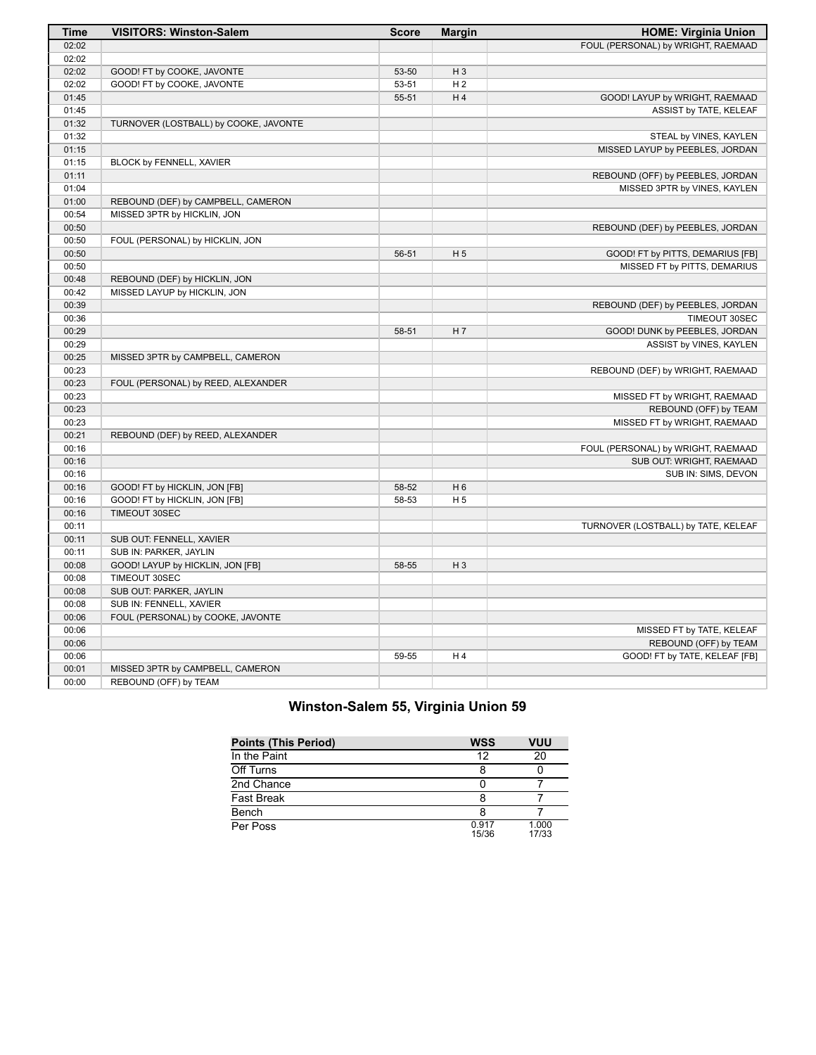| Time | VISITORS: Winston-Salem | Score | Margin | HOME: Virginia Union |
|---|---|---|---|---|
| 02:02 | | | | FOUL (PERSONAL) by WRIGHT, RAEMAAD |
| 02:02 | | | | |
| 02:02 | GOOD! FT by COOKE, JAVONTE | 53-50 | H 3 | |
| 02:02 | GOOD! FT by COOKE, JAVONTE | 53-51 | H 2 | |
| 01:45 | | 55-51 | H 4 | GOOD! LAYUP by WRIGHT, RAEMAAD |
| 01:45 | | | | ASSIST by TATE, KELEAF |
| 01:32 | TURNOVER (LOSTBALL) by COOKE, JAVONTE | | | |
| 01:32 | | | | STEAL by VINES, KAYLEN |
| 01:15 | | | | MISSED LAYUP by PEEBLES, JORDAN |
| 01:15 | BLOCK by FENNELL, XAVIER | | | |
| 01:11 | | | | REBOUND (OFF) by PEEBLES, JORDAN |
| 01:04 | | | | MISSED 3PTR by VINES, KAYLEN |
| 01:00 | REBOUND (DEF) by CAMPBELL, CAMERON | | | |
| 00:54 | MISSED 3PTR by HICKLIN, JON | | | |
| 00:50 | | | | REBOUND (DEF) by PEEBLES, JORDAN |
| 00:50 | FOUL (PERSONAL) by HICKLIN, JON | | | |
| 00:50 | | 56-51 | H 5 | GOOD! FT by PITTS, DEMARIUS [FB] |
| 00:50 | | | | MISSED FT by PITTS, DEMARIUS |
| 00:48 | REBOUND (DEF) by HICKLIN, JON | | | |
| 00:42 | MISSED LAYUP by HICKLIN, JON | | | |
| 00:39 | | | | REBOUND (DEF) by PEEBLES, JORDAN |
| 00:36 | | | | TIMEOUT 30SEC |
| 00:29 | | 58-51 | H 7 | GOOD! DUNK by PEEBLES, JORDAN |
| 00:29 | | | | ASSIST by VINES, KAYLEN |
| 00:25 | MISSED 3PTR by CAMPBELL, CAMERON | | | |
| 00:23 | | | | REBOUND (DEF) by WRIGHT, RAEMAAD |
| 00:23 | FOUL (PERSONAL) by REED, ALEXANDER | | | |
| 00:23 | | | | MISSED FT by WRIGHT, RAEMAAD |
| 00:23 | | | | REBOUND (OFF) by TEAM |
| 00:23 | | | | MISSED FT by WRIGHT, RAEMAAD |
| 00:21 | REBOUND (DEF) by REED, ALEXANDER | | | |
| 00:16 | | | | FOUL (PERSONAL) by WRIGHT, RAEMAAD |
| 00:16 | | | | SUB OUT: WRIGHT, RAEMAAD |
| 00:16 | | | | SUB IN: SIMS, DEVON |
| 00:16 | GOOD! FT by HICKLIN, JON [FB] | 58-52 | H 6 | |
| 00:16 | GOOD! FT by HICKLIN, JON [FB] | 58-53 | H 5 | |
| 00:16 | TIMEOUT 30SEC | | | |
| 00:11 | | | | TURNOVER (LOSTBALL) by TATE, KELEAF |
| 00:11 | SUB OUT: FENNELL, XAVIER | | | |
| 00:11 | SUB IN: PARKER, JAYLIN | | | |
| 00:08 | GOOD! LAYUP by HICKLIN, JON [FB] | 58-55 | H 3 | |
| 00:08 | TIMEOUT 30SEC | | | |
| 00:08 | SUB OUT: PARKER, JAYLIN | | | |
| 00:08 | SUB IN: FENNELL, XAVIER | | | |
| 00:06 | FOUL (PERSONAL) by COOKE, JAVONTE | | | |
| 00:06 | | | | MISSED FT by TATE, KELEAF |
| 00:06 | | | | REBOUND (OFF) by TEAM |
| 00:06 | | 59-55 | H 4 | GOOD! FT by TATE, KELEAF [FB] |
| 00:01 | MISSED 3PTR by CAMPBELL, CAMERON | | | |
| 00:00 | REBOUND (OFF) by TEAM | | | |

## Winston-Salem 55, Virginia Union 59

| Points (This Period) | WSS | VUU |
|---|---|---|
| In the Paint | 12 | 20 |
| Off Turns | 8 | 0 |
| 2nd Chance | 0 | 7 |
| Fast Break | 8 | 7 |
| Bench | 8 | 7 |
| Per Poss | 0.917 15/36 | 1.000 17/33 |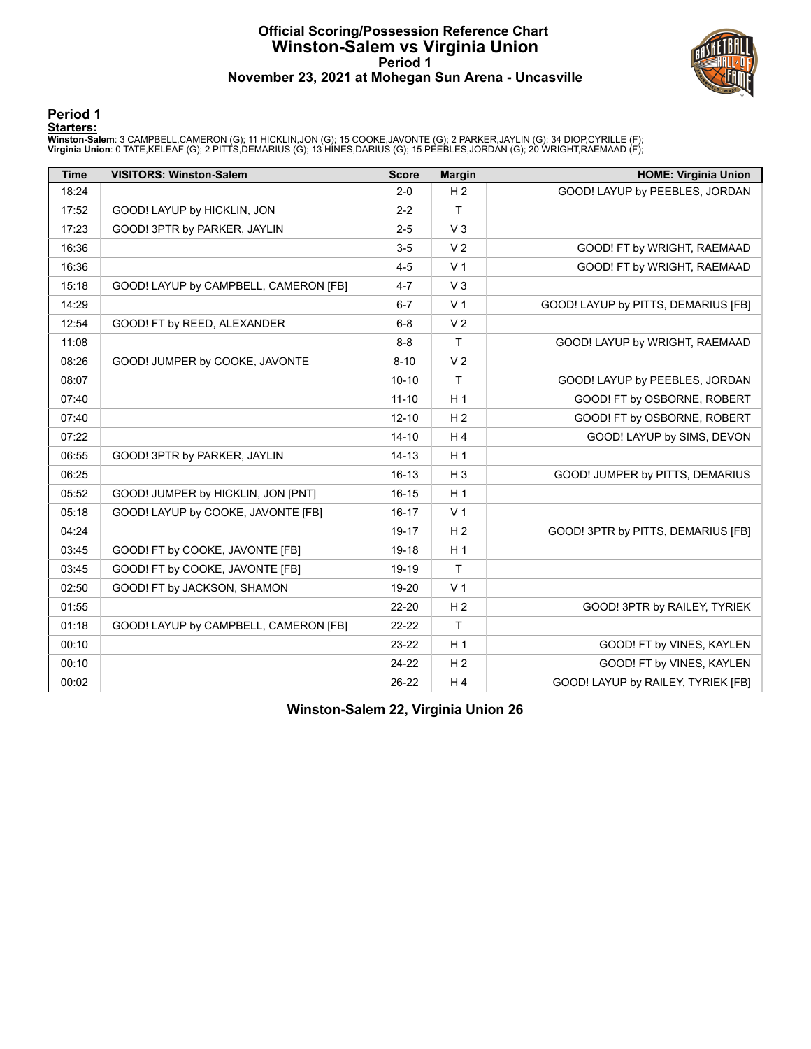# Official Scoring/Possession Reference Chart
# Winston-Salem vs Virginia Union
## Period 1
### November 23, 2021 at Mohegan Sun Arena - Uncasville

## Period 1

**Starters:**

**Winston-Salem**: 3 CAMPBELL,CAMERON (G); 11 HICKLIN,JON (G); 15 COOKE,JAVONTE (G); 2 PARKER,JAYLIN (G); 34 DIOP,CYRILLE (F);
**Virginia Union**: 0 TATE,KELEAF (G); 2 PITTS,DEMARIUS (G); 13 HINES,DARIUS (G); 15 PEEBLES,JORDAN (G); 20 WRIGHT,RAEMAAD (F);

| Time | VISITORS: Winston-Salem | Score | Margin | HOME: Virginia Union |
|---|---|---|---|---|
| 18:24 | | 2-0 | H 2 | GOOD! LAYUP by PEEBLES, JORDAN |
| 17:52 | GOOD! LAYUP by HICKLIN, JON | 2-2 | T | |
| 17:23 | GOOD! 3PTR by PARKER, JAYLIN | 2-5 | V 3 | |
| 16:36 | | 3-5 | V 2 | GOOD! FT by WRIGHT, RAEMAAD |
| 16:36 | | 4-5 | V 1 | GOOD! FT by WRIGHT, RAEMAAD |
| 15:18 | GOOD! LAYUP by CAMPBELL, CAMERON [FB] | 4-7 | V 3 | |
| 14:29 | | 6-7 | V 1 | GOOD! LAYUP by PITTS, DEMARIUS [FB] |
| 12:54 | GOOD! FT by REED, ALEXANDER | 6-8 | V 2 | |
| 11:08 | | 8-8 | T | GOOD! LAYUP by WRIGHT, RAEMAAD |
| 08:26 | GOOD! JUMPER by COOKE, JAVONTE | 8-10 | V 2 | |
| 08:07 | | 10-10 | T | GOOD! LAYUP by PEEBLES, JORDAN |
| 07:40 | | 11-10 | H 1 | GOOD! FT by OSBORNE, ROBERT |
| 07:40 | | 12-10 | H 2 | GOOD! FT by OSBORNE, ROBERT |
| 07:22 | | 14-10 | H 4 | GOOD! LAYUP by SIMS, DEVON |
| 06:55 | GOOD! 3PTR by PARKER, JAYLIN | 14-13 | H 1 | |
| 06:25 | | 16-13 | H 3 | GOOD! JUMPER by PITTS, DEMARIUS |
| 05:52 | GOOD! JUMPER by HICKLIN, JON [PNT] | 16-15 | H 1 | |
| 05:18 | GOOD! LAYUP by COOKE, JAVONTE [FB] | 16-17 | V 1 | |
| 04:24 | | 19-17 | H 2 | GOOD! 3PTR by PITTS, DEMARIUS [FB] |
| 03:45 | GOOD! FT by COOKE, JAVONTE [FB] | 19-18 | H 1 | |
| 03:45 | GOOD! FT by COOKE, JAVONTE [FB] | 19-19 | T | |
| 02:50 | GOOD! FT by JACKSON, SHAMON | 19-20 | V 1 | |
| 01:55 | | 22-20 | H 2 | GOOD! 3PTR by RAILEY, TYRIEK |
| 01:18 | GOOD! LAYUP by CAMPBELL, CAMERON [FB] | 22-22 | T | |
| 00:10 | | 23-22 | H 1 | GOOD! FT by VINES, KAYLEN |
| 00:10 | | 24-22 | H 2 | GOOD! FT by VINES, KAYLEN |
| 00:02 | | 26-22 | H 4 | GOOD! LAYUP by RAILEY, TYRIEK [FB] |

**Winston-Salem 22, Virginia Union 26**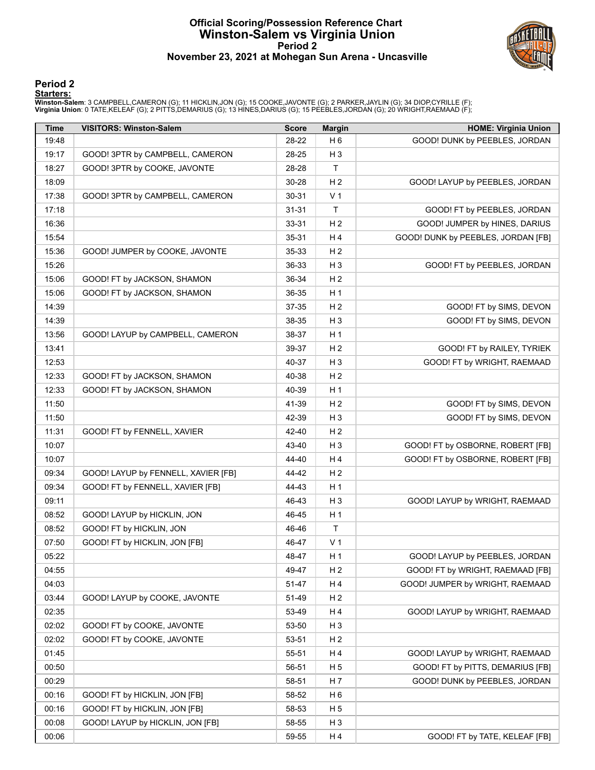# Official Scoring/Possession Reference Chart
# Winston-Salem vs Virginia Union
## Period 2
## November 23, 2021 at Mohegan Sun Arena - Uncasville

### Period 2

**Starters:**

**Winston-Salem**: 3 CAMPBELL,CAMERON (G); 11 HICKLIN,JON (G); 15 COOKE,JAVONTE (G); 2 PARKER,JAYLIN (G); 34 DIOP,CYRILLE (F);
**Virginia Union**: 0 TATE,KELEAF (G); 2 PITTS,DEMARIUS (G); 13 HINES,DARIUS (G); 15 PEEBLES,JORDAN (G); 20 WRIGHT,RAEMAAD (F);

| Time | VISITORS: Winston-Salem | Score | Margin | HOME: Virginia Union |
|---|---|---|---|---|
| 19:48 | | 28-22 | H 6 | GOOD! DUNK by PEEBLES, JORDAN |
| 19:17 | GOOD! 3PTR by CAMPBELL, CAMERON | 28-25 | H 3 | |
| 18:27 | GOOD! 3PTR by COOKE, JAVONTE | 28-28 | T | |
| 18:09 | | 30-28 | H 2 | GOOD! LAYUP by PEEBLES, JORDAN |
| 17:38 | GOOD! 3PTR by CAMPBELL, CAMERON | 30-31 | V 1 | |
| 17:18 | | 31-31 | T | GOOD! FT by PEEBLES, JORDAN |
| 16:36 | | 33-31 | H 2 | GOOD! JUMPER by HINES, DARIUS |
| 15:54 | | 35-31 | H 4 | GOOD! DUNK by PEEBLES, JORDAN [FB] |
| 15:36 | GOOD! JUMPER by COOKE, JAVONTE | 35-33 | H 2 | |
| 15:26 | | 36-33 | H 3 | GOOD! FT by PEEBLES, JORDAN |
| 15:06 | GOOD! FT by JACKSON, SHAMON | 36-34 | H 2 | |
| 15:06 | GOOD! FT by JACKSON, SHAMON | 36-35 | H 1 | |
| 14:39 | | 37-35 | H 2 | GOOD! FT by SIMS, DEVON |
| 14:39 | | 38-35 | H 3 | GOOD! FT by SIMS, DEVON |
| 13:56 | GOOD! LAYUP by CAMPBELL, CAMERON | 38-37 | H 1 | |
| 13:41 | | 39-37 | H 2 | GOOD! FT by RAILEY, TYRIEK |
| 12:53 | | 40-37 | H 3 | GOOD! FT by WRIGHT, RAEMAAD |
| 12:33 | GOOD! FT by JACKSON, SHAMON | 40-38 | H 2 | |
| 12:33 | GOOD! FT by JACKSON, SHAMON | 40-39 | H 1 | |
| 11:50 | | 41-39 | H 2 | GOOD! FT by SIMS, DEVON |
| 11:50 | | 42-39 | H 3 | GOOD! FT by SIMS, DEVON |
| 11:31 | GOOD! FT by FENNELL, XAVIER | 42-40 | H 2 | |
| 10:07 | | 43-40 | H 3 | GOOD! FT by OSBORNE, ROBERT [FB] |
| 10:07 | | 44-40 | H 4 | GOOD! FT by OSBORNE, ROBERT [FB] |
| 09:34 | GOOD! LAYUP by FENNELL, XAVIER [FB] | 44-42 | H 2 | |
| 09:34 | GOOD! FT by FENNELL, XAVIER [FB] | 44-43 | H 1 | |
| 09:11 | | 46-43 | H 3 | GOOD! LAYUP by WRIGHT, RAEMAAD |
| 08:52 | GOOD! LAYUP by HICKLIN, JON | 46-45 | H 1 | |
| 08:52 | GOOD! FT by HICKLIN, JON | 46-46 | T | |
| 07:50 | GOOD! FT by HICKLIN, JON [FB] | 46-47 | V 1 | |
| 05:22 | | 48-47 | H 1 | GOOD! LAYUP by PEEBLES, JORDAN |
| 04:55 | | 49-47 | H 2 | GOOD! FT by WRIGHT, RAEMAAD [FB] |
| 04:03 | | 51-47 | H 4 | GOOD! JUMPER by WRIGHT, RAEMAAD |
| 03:44 | GOOD! LAYUP by COOKE, JAVONTE | 51-49 | H 2 | |
| 02:35 | | 53-49 | H 4 | GOOD! LAYUP by WRIGHT, RAEMAAD |
| 02:02 | GOOD! FT by COOKE, JAVONTE | 53-50 | H 3 | |
| 02:02 | GOOD! FT by COOKE, JAVONTE | 53-51 | H 2 | |
| 01:45 | | 55-51 | H 4 | GOOD! LAYUP by WRIGHT, RAEMAAD |
| 00:50 | | 56-51 | H 5 | GOOD! FT by PITTS, DEMARIUS [FB] |
| 00:29 | | 58-51 | H 7 | GOOD! DUNK by PEEBLES, JORDAN |
| 00:16 | GOOD! FT by HICKLIN, JON [FB] | 58-52 | H 6 | |
| 00:16 | GOOD! FT by HICKLIN, JON [FB] | 58-53 | H 5 | |
| 00:08 | GOOD! LAYUP by HICKLIN, JON [FB] | 58-55 | H 3 | |
| 00:06 | | 59-55 | H 4 | GOOD! FT by TATE, KELEAF [FB] |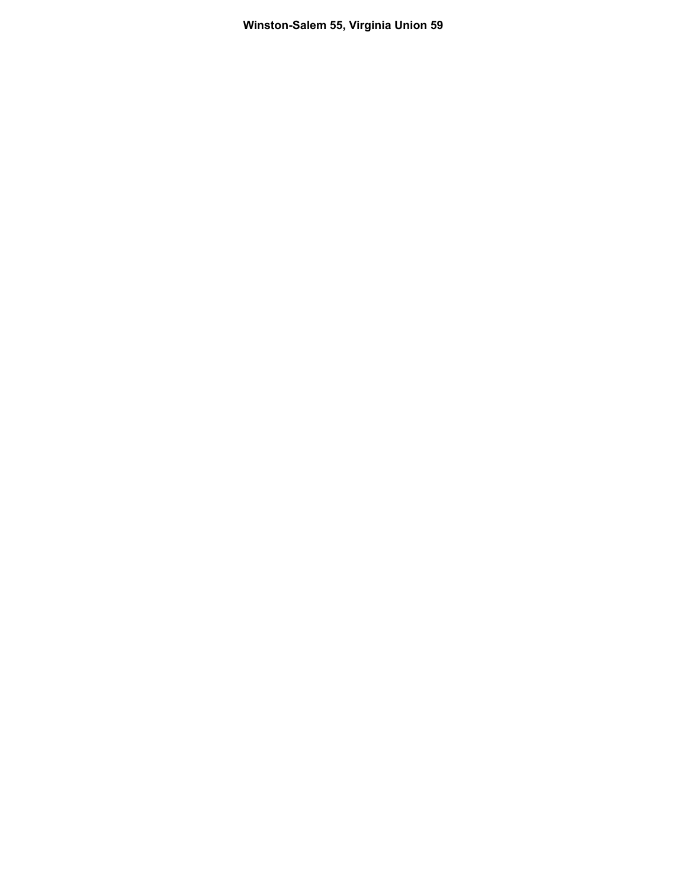**Winston-Salem 55, Virginia Union 59**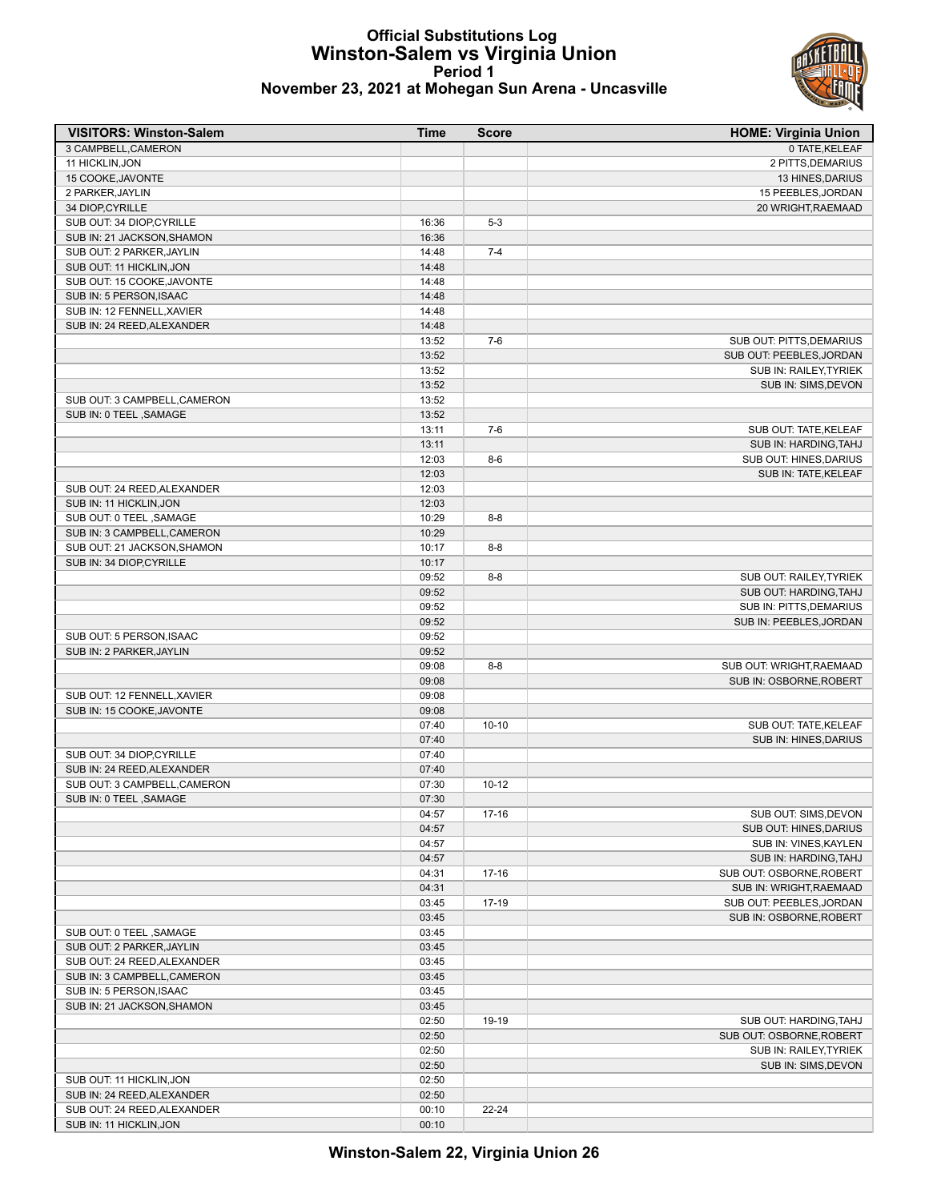# Official Substitutions Log
# Winston-Salem vs Virginia Union
## Period 1
### November 23, 2021 at Mohegan Sun Arena - Uncasville

| VISITORS: Winston-Salem | Time | Score | HOME: Virginia Union |
|---|---|---|---|
| 3 CAMPBELL,CAMERON | | | 0 TATE,KELEAF |
| 11 HICKLIN,JON | | | 2 PITTS,DEMARIUS |
| 15 COOKE,JAVONTE | | | 13 HINES,DARIUS |
| 2 PARKER,JAYLIN | | | 15 PEEBLES,JORDAN |
| 34 DIOP,CYRILLE | | | 20 WRIGHT,RAEMAAD |
| SUB OUT: 34 DIOP,CYRILLE | 16:36 | 5-3 | |
| SUB IN: 21 JACKSON,SHAMON | 16:36 | | |
| SUB OUT: 2 PARKER,JAYLIN | 14:48 | 7-4 | |
| SUB OUT: 11 HICKLIN,JON | 14:48 | | |
| SUB OUT: 15 COOKE,JAVONTE | 14:48 | | |
| SUB IN: 5 PERSON,ISAAC | 14:48 | | |
| SUB IN: 12 FENNELL,XAVIER | 14:48 | | |
| SUB IN: 24 REED,ALEXANDER | 14:48 | | |
| | 13:52 | 7-6 | SUB OUT: PITTS,DEMARIUS |
| | 13:52 | | SUB OUT: PEEBLES,JORDAN |
| | 13:52 | | SUB IN: RAILEY,TYRIEK |
| | 13:52 | | SUB IN: SIMS,DEVON |
| SUB OUT: 3 CAMPBELL,CAMERON | 13:52 | | |
| SUB IN: 0 TEEL ,SAMAGE | 13:52 | | |
| | 13:11 | 7-6 | SUB OUT: TATE,KELEAF |
| | 13:11 | | SUB IN: HARDING,TAHJ |
| | 12:03 | 8-6 | SUB OUT: HINES,DARIUS |
| | 12:03 | | SUB IN: TATE,KELEAF |
| SUB OUT: 24 REED,ALEXANDER | 12:03 | | |
| SUB IN: 11 HICKLIN,JON | 12:03 | | |
| SUB OUT: 0 TEEL ,SAMAGE | 10:29 | 8-8 | |
| SUB IN: 3 CAMPBELL,CAMERON | 10:29 | | |
| SUB OUT: 21 JACKSON,SHAMON | 10:17 | 8-8 | |
| SUB IN: 34 DIOP,CYRILLE | 10:17 | | |
| | 09:52 | 8-8 | SUB OUT: RAILEY,TYRIEK |
| | 09:52 | | SUB OUT: HARDING,TAHJ |
| | 09:52 | | SUB IN: PITTS,DEMARIUS |
| | 09:52 | | SUB IN: PEEBLES,JORDAN |
| SUB OUT: 5 PERSON,ISAAC | 09:52 | | |
| SUB IN: 2 PARKER,JAYLIN | 09:52 | | |
| | 09:08 | 8-8 | SUB OUT: WRIGHT,RAEMAAD |
| | 09:08 | | SUB IN: OSBORNE,ROBERT |
| SUB OUT: 12 FENNELL,XAVIER | 09:08 | | |
| SUB IN: 15 COOKE,JAVONTE | 09:08 | | |
| | 07:40 | 10-10 | SUB OUT: TATE,KELEAF |
| | 07:40 | | SUB IN: HINES,DARIUS |
| SUB OUT: 34 DIOP,CYRILLE | 07:40 | | |
| SUB IN: 24 REED,ALEXANDER | 07:40 | | |
| SUB OUT: 3 CAMPBELL,CAMERON | 07:30 | 10-12 | |
| SUB IN: 0 TEEL ,SAMAGE | 07:30 | | |
| | 04:57 | 17-16 | SUB OUT: SIMS,DEVON |
| | 04:57 | | SUB OUT: HINES,DARIUS |
| | 04:57 | | SUB IN: VINES,KAYLEN |
| | 04:57 | | SUB IN: HARDING,TAHJ |
| | 04:31 | 17-16 | SUB OUT: OSBORNE,ROBERT |
| | 04:31 | | SUB IN: WRIGHT,RAEMAAD |
| | 03:45 | 17-19 | SUB OUT: PEEBLES,JORDAN |
| | 03:45 | | SUB IN: OSBORNE,ROBERT |
| SUB OUT: 0 TEEL ,SAMAGE | 03:45 | | |
| SUB OUT: 2 PARKER,JAYLIN | 03:45 | | |
| SUB OUT: 24 REED,ALEXANDER | 03:45 | | |
| SUB IN: 3 CAMPBELL,CAMERON | 03:45 | | |
| SUB IN: 5 PERSON,ISAAC | 03:45 | | |
| SUB IN: 21 JACKSON,SHAMON | 03:45 | | |
| | 02:50 | 19-19 | SUB OUT: HARDING,TAHJ |
| | 02:50 | | SUB OUT: OSBORNE,ROBERT |
| | 02:50 | | SUB IN: RAILEY,TYRIEK |
| | 02:50 | | SUB IN: SIMS,DEVON |
| SUB OUT: 11 HICKLIN,JON | 02:50 | | |
| SUB IN: 24 REED,ALEXANDER | 02:50 | | |
| SUB OUT: 24 REED,ALEXANDER | 00:10 | 22-24 | |
| SUB IN: 11 HICKLIN,JON | 00:10 | | |

**Winston-Salem 22, Virginia Union 26**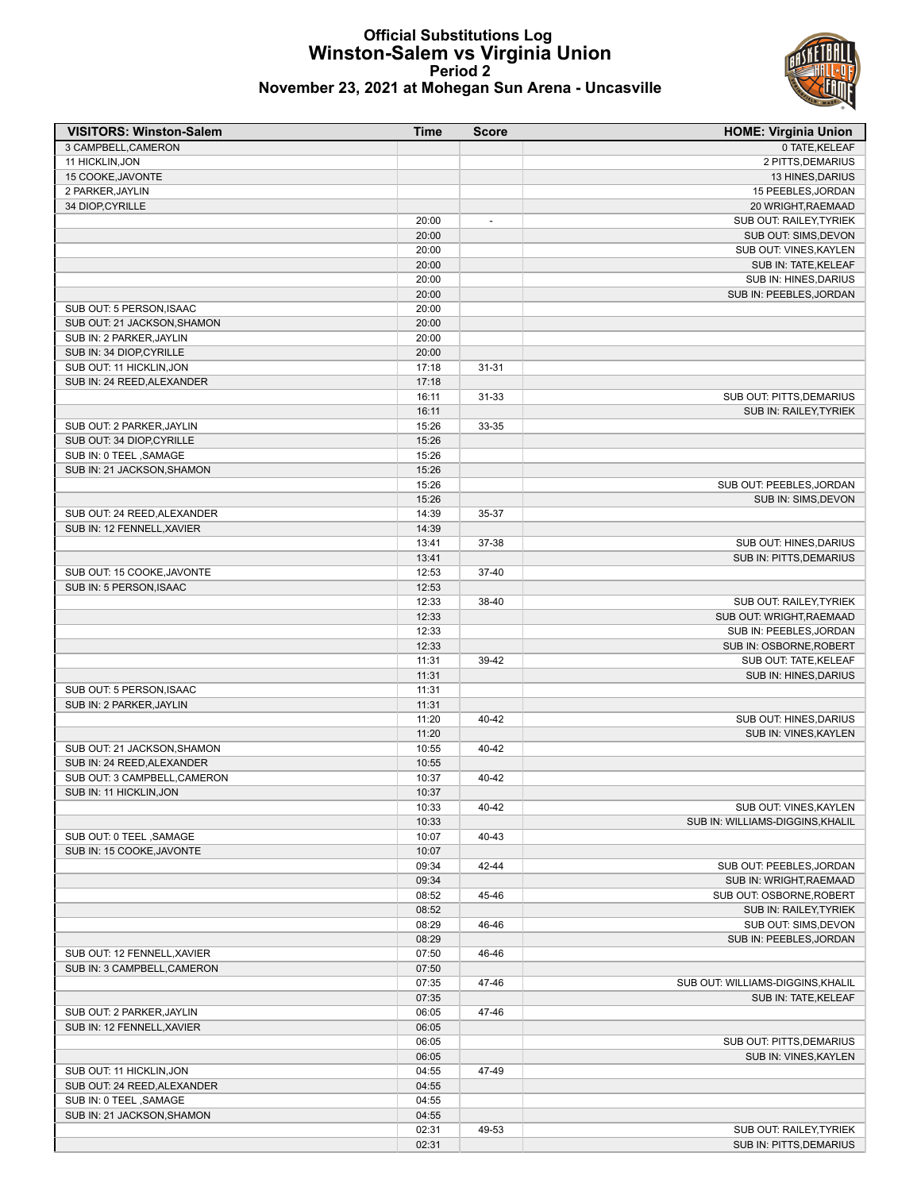# Official Substitutions Log
## Winston-Salem vs Virginia Union
### Period 2
### November 23, 2021 at Mohegan Sun Arena - Uncasville

| VISITORS: Winston-Salem | Time | Score | HOME: Virginia Union |
|---|---|---|---|
| 3 CAMPBELL,CAMERON | | | 0 TATE,KELEAF |
| 11 HICKLIN,JON | | | 2 PITTS,DEMARIUS |
| 15 COOKE,JAVONTE | | | 13 HINES,DARIUS |
| 2 PARKER,JAYLIN | | | 15 PEEBLES,JORDAN |
| 34 DIOP,CYRILLE | | | 20 WRIGHT,RAEMAAD |
| | 20:00 | - | SUB OUT: RAILEY,TYRIEK |
| | 20:00 | | SUB OUT: SIMS,DEVON |
| | 20:00 | | SUB OUT: VINES,KAYLEN |
| | 20:00 | | SUB IN: TATE,KELEAF |
| | 20:00 | | SUB IN: HINES,DARIUS |
| | 20:00 | | SUB IN: PEEBLES,JORDAN |
| SUB OUT: 5 PERSON,ISAAC | 20:00 | | |
| SUB OUT: 21 JACKSON,SHAMON | 20:00 | | |
| SUB IN: 2 PARKER,JAYLIN | 20:00 | | |
| SUB IN: 34 DIOP,CYRILLE | 20:00 | | |
| SUB OUT: 11 HICKLIN,JON | 17:18 | 31-31 | |
| SUB IN: 24 REED,ALEXANDER | 17:18 | | |
| | 16:11 | 31-33 | SUB OUT: PITTS,DEMARIUS |
| | 16:11 | | SUB IN: RAILEY,TYRIEK |
| SUB OUT: 2 PARKER,JAYLIN | 15:26 | 33-35 | |
| SUB OUT: 34 DIOP,CYRILLE | 15:26 | | |
| SUB IN: 0 TEEL ,SAMAGE | 15:26 | | |
| SUB IN: 21 JACKSON,SHAMON | 15:26 | | |
| | 15:26 | | SUB OUT: PEEBLES,JORDAN |
| | 15:26 | | SUB IN: SIMS,DEVON |
| SUB OUT: 24 REED,ALEXANDER | 14:39 | 35-37 | |
| SUB IN: 12 FENNELL,XAVIER | 14:39 | | |
| | 13:41 | 37-38 | SUB OUT: HINES,DARIUS |
| | 13:41 | | SUB IN: PITTS,DEMARIUS |
| SUB OUT: 15 COOKE,JAVONTE | 12:53 | 37-40 | |
| SUB IN: 5 PERSON,ISAAC | 12:53 | | |
| | 12:33 | 38-40 | SUB OUT: RAILEY,TYRIEK |
| | 12:33 | | SUB OUT: WRIGHT,RAEMAAD |
| | 12:33 | | SUB IN: PEEBLES,JORDAN |
| | 12:33 | | SUB IN: OSBORNE,ROBERT |
| | 11:31 | 39-42 | SUB OUT: TATE,KELEAF |
| | 11:31 | | SUB IN: HINES,DARIUS |
| SUB OUT: 5 PERSON,ISAAC | 11:31 | | |
| SUB IN: 2 PARKER,JAYLIN | 11:31 | | |
| | 11:20 | 40-42 | SUB OUT: HINES,DARIUS |
| | 11:20 | | SUB IN: VINES,KAYLEN |
| SUB OUT: 21 JACKSON,SHAMON | 10:55 | 40-42 | |
| SUB IN: 24 REED,ALEXANDER | 10:55 | | |
| SUB OUT: 3 CAMPBELL,CAMERON | 10:37 | 40-42 | |
| SUB IN: 11 HICKLIN,JON | 10:37 | | |
| | 10:33 | 40-42 | SUB OUT: VINES,KAYLEN |
| | 10:33 | | SUB IN: WILLIAMS-DIGGINS,KHALIL |
| SUB OUT: 0 TEEL ,SAMAGE | 10:07 | 40-43 | |
| SUB IN: 15 COOKE,JAVONTE | 10:07 | | |
| | 09:34 | 42-44 | SUB OUT: PEEBLES,JORDAN |
| | 09:34 | | SUB IN: WRIGHT,RAEMAAD |
| | 08:52 | 45-46 | SUB OUT: OSBORNE,ROBERT |
| | 08:52 | | SUB IN: RAILEY,TYRIEK |
| | 08:29 | 46-46 | SUB OUT: SIMS,DEVON |
| | 08:29 | | SUB IN: PEEBLES,JORDAN |
| SUB OUT: 12 FENNELL,XAVIER | 07:50 | 46-46 | |
| SUB IN: 3 CAMPBELL,CAMERON | 07:50 | | |
| | 07:35 | 47-46 | SUB OUT: WILLIAMS-DIGGINS,KHALIL |
| | 07:35 | | SUB IN: TATE,KELEAF |
| SUB OUT: 2 PARKER,JAYLIN | 06:05 | 47-46 | |
| SUB IN: 12 FENNELL,XAVIER | 06:05 | | |
| | 06:05 | | SUB OUT: PITTS,DEMARIUS |
| | 06:05 | | SUB IN: VINES,KAYLEN |
| SUB OUT: 11 HICKLIN,JON | 04:55 | 47-49 | |
| SUB OUT: 24 REED,ALEXANDER | 04:55 | | |
| SUB IN: 0 TEEL ,SAMAGE | 04:55 | | |
| SUB IN: 21 JACKSON,SHAMON | 04:55 | | |
| | 02:31 | 49-53 | SUB OUT: RAILEY,TYRIEK |
| | 02:31 | | SUB IN: PITTS,DEMARIUS |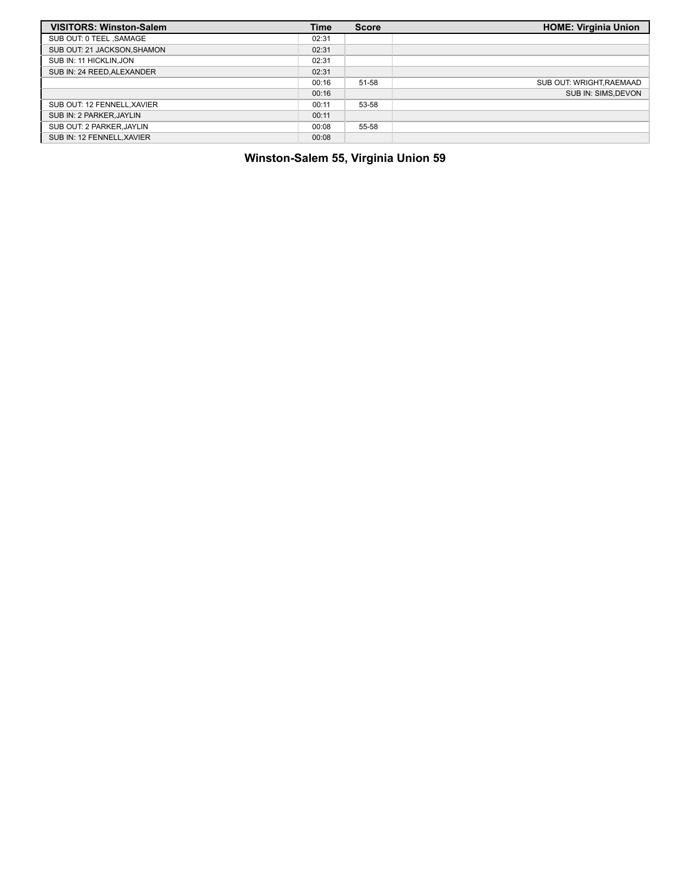| VISITORS: Winston-Salem | Time | Score | HOME: Virginia Union |
|---|---|---|---|
| SUB OUT: 0 TEEL ,SAMAGE | 02:31 | | |
| SUB OUT: 21 JACKSON,SHAMON | 02:31 | | |
| SUB IN: 11 HICKLIN,JON | 02:31 | | |
| SUB IN: 24 REED,ALEXANDER | 02:31 | | |
| | 00:16 | 51-58 | SUB OUT: WRIGHT,RAEMAAD |
| | 00:16 | | SUB IN: SIMS,DEVON |
| SUB OUT: 12 FENNELL,XAVIER | 00:11 | 53-58 | |
| SUB IN: 2 PARKER,JAYLIN | 00:11 | | |
| SUB OUT: 2 PARKER,JAYLIN | 00:08 | 55-58 | |
| SUB IN: 12 FENNELL,XAVIER | 00:08 | | |

**Winston-Salem 55, Virginia Union 59**